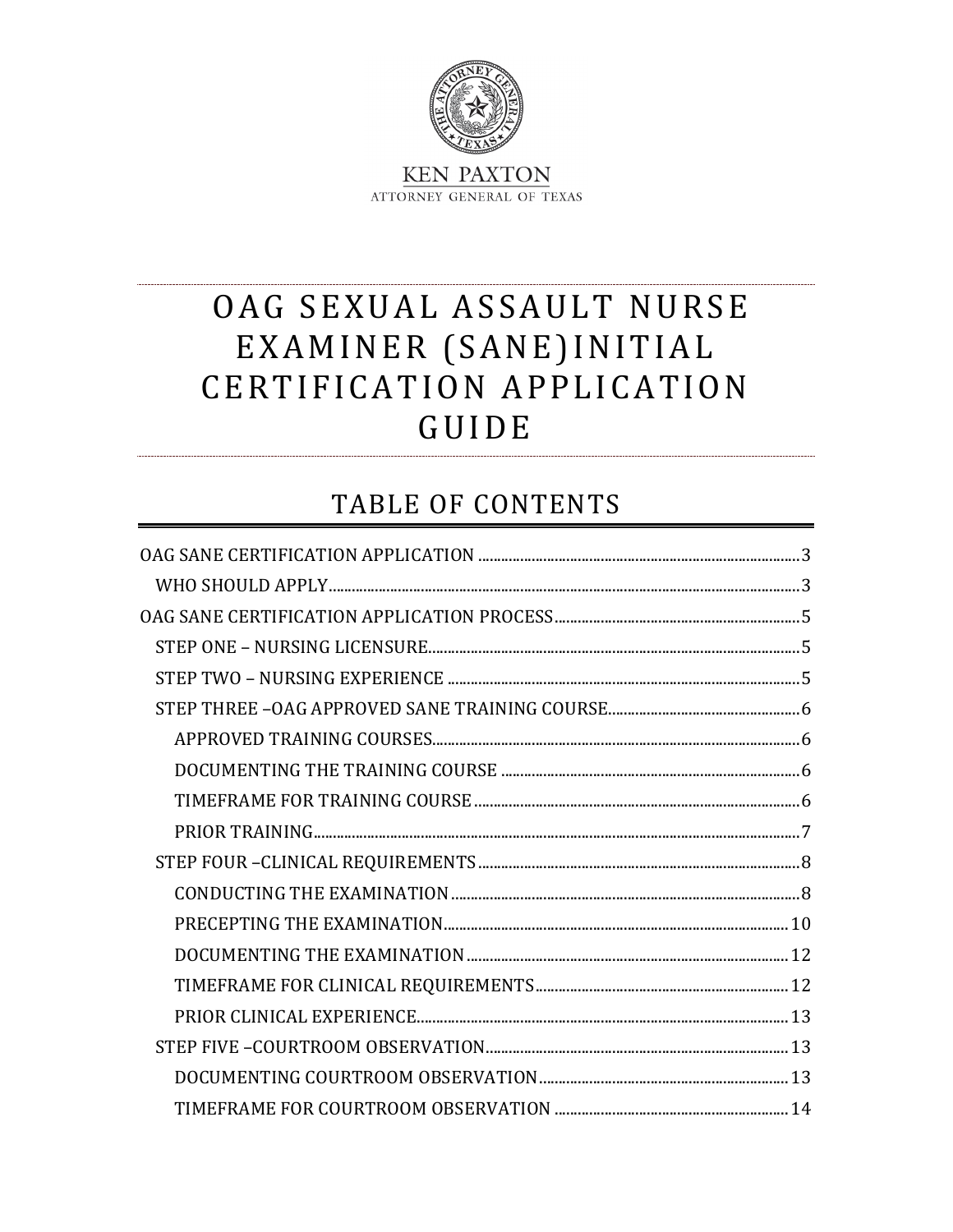KEN PAXTON
ATTORNEY GENERAL OF TEXAS

# OAG SEXUAL ASSAULT NURSE EXAMINER (SANE)INITIAL CERTIFICATION APPLICATION GUIDE

## TABLE OF CONTENTS

- OAG SANE CERTIFICATION APPLICATION ........ 3
  - WHO SHOULD APPLY ........ 3
- OAG SANE CERTIFICATION APPLICATION PROCESS ........ 5
  - STEP ONE – NURSING LICENSURE ........ 5
  - STEP TWO – NURSING EXPERIENCE ........ 5
  - STEP THREE –OAG APPROVED SANE TRAINING COURSE ........ 6
    - APPROVED TRAINING COURSES ........ 6
    - DOCUMENTING THE TRAINING COURSE ........ 6
    - TIMEFRAME FOR TRAINING COURSE ........ 6
    - PRIOR TRAINING ........ 7
  - STEP FOUR –CLINICAL REQUIREMENTS ........ 8
    - CONDUCTING THE EXAMINATION ........ 8
    - PRECEPTING THE EXAMINATION ........ 10
    - DOCUMENTING THE EXAMINATION ........ 12
    - TIMEFRAME FOR CLINICAL REQUIREMENTS ........ 12
    - PRIOR CLINICAL EXPERIENCE ........ 13
  - STEP FIVE –COURTROOM OBSERVATION ........ 13
    - DOCUMENTING COURTROOM OBSERVATION ........ 13
    - TIMEFRAME FOR COURTROOM OBSERVATION ........ 14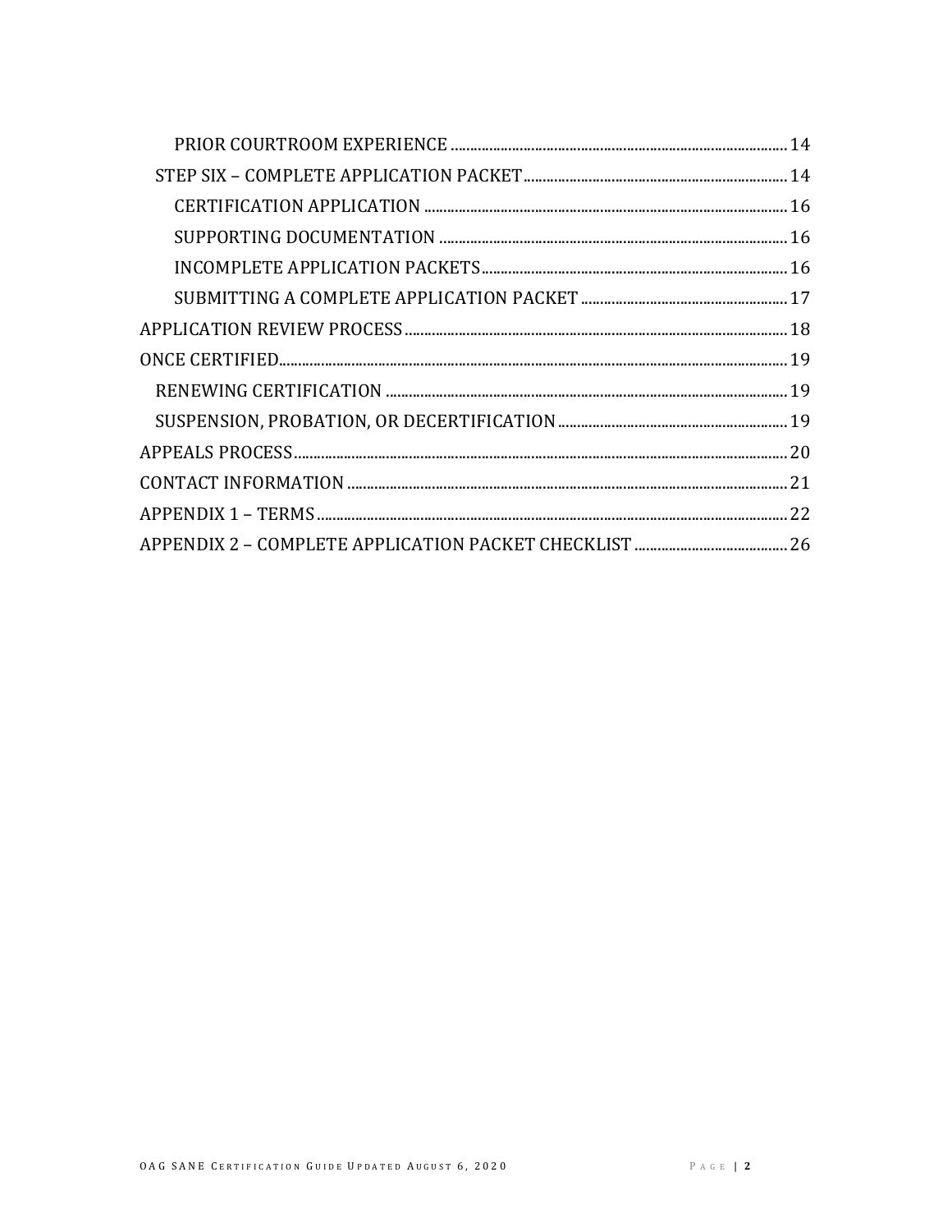- PRIOR COURTROOM EXPERIENCE ........ 14
- STEP SIX – COMPLETE APPLICATION PACKET ........ 14
  - CERTIFICATION APPLICATION ........ 16
  - SUPPORTING DOCUMENTATION ........ 16
  - INCOMPLETE APPLICATION PACKETS ........ 16
  - SUBMITTING A COMPLETE APPLICATION PACKET ........ 17
- APPLICATION REVIEW PROCESS ........ 18
- ONCE CERTIFIED ........ 19
  - RENEWING CERTIFICATION ........ 19
  - SUSPENSION, PROBATION, OR DECERTIFICATION ........ 19
- APPEALS PROCESS ........ 20
- CONTACT INFORMATION ........ 21
- APPENDIX 1 – TERMS ........ 22
- APPENDIX 2 – COMPLETE APPLICATION PACKET CHECKLIST ........ 26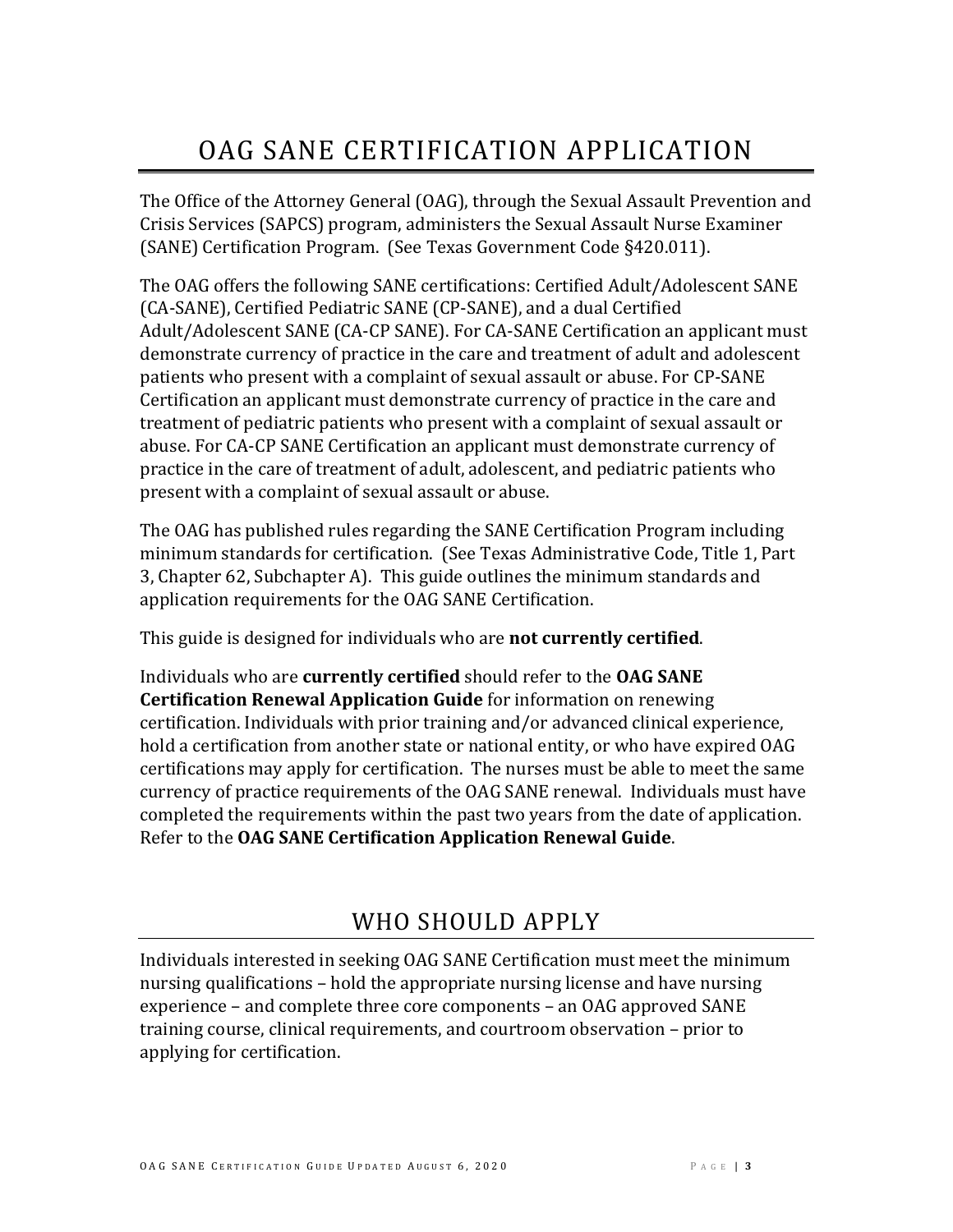# OAG SANE CERTIFICATION APPLICATION

The Office of the Attorney General (OAG), through the Sexual Assault Prevention and Crisis Services (SAPCS) program, administers the Sexual Assault Nurse Examiner (SANE) Certification Program. (See Texas Government Code §420.011).

The OAG offers the following SANE certifications: Certified Adult/Adolescent SANE (CA-SANE), Certified Pediatric SANE (CP-SANE), and a dual Certified Adult/Adolescent SANE (CA-CP SANE). For CA-SANE Certification an applicant must demonstrate currency of practice in the care and treatment of adult and adolescent patients who present with a complaint of sexual assault or abuse. For CP-SANE Certification an applicant must demonstrate currency of practice in the care and treatment of pediatric patients who present with a complaint of sexual assault or abuse. For CA-CP SANE Certification an applicant must demonstrate currency of practice in the care of treatment of adult, adolescent, and pediatric patients who present with a complaint of sexual assault or abuse.

The OAG has published rules regarding the SANE Certification Program including minimum standards for certification. (See Texas Administrative Code, Title 1, Part 3, Chapter 62, Subchapter A). This guide outlines the minimum standards and application requirements for the OAG SANE Certification.

This guide is designed for individuals who are **not currently certified**.

Individuals who are **currently certified** should refer to the **OAG SANE Certification Renewal Application Guide** for information on renewing certification. Individuals with prior training and/or advanced clinical experience, hold a certification from another state or national entity, or who have expired OAG certifications may apply for certification. The nurses must be able to meet the same currency of practice requirements of the OAG SANE renewal. Individuals must have completed the requirements within the past two years from the date of application. Refer to the **OAG SANE Certification Application Renewal Guide**.

## WHO SHOULD APPLY

Individuals interested in seeking OAG SANE Certification must meet the minimum nursing qualifications – hold the appropriate nursing license and have nursing experience – and complete three core components – an OAG approved SANE training course, clinical requirements, and courtroom observation – prior to applying for certification.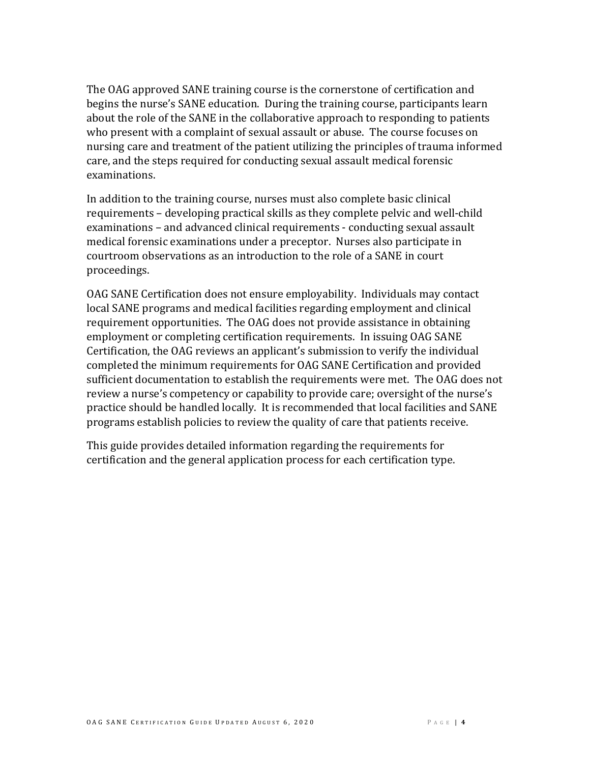The OAG approved SANE training course is the cornerstone of certification and begins the nurse's SANE education. During the training course, participants learn about the role of the SANE in the collaborative approach to responding to patients who present with a complaint of sexual assault or abuse. The course focuses on nursing care and treatment of the patient utilizing the principles of trauma informed care, and the steps required for conducting sexual assault medical forensic examinations.

In addition to the training course, nurses must also complete basic clinical requirements – developing practical skills as they complete pelvic and well-child examinations – and advanced clinical requirements - conducting sexual assault medical forensic examinations under a preceptor. Nurses also participate in courtroom observations as an introduction to the role of a SANE in court proceedings.

OAG SANE Certification does not ensure employability. Individuals may contact local SANE programs and medical facilities regarding employment and clinical requirement opportunities. The OAG does not provide assistance in obtaining employment or completing certification requirements. In issuing OAG SANE Certification, the OAG reviews an applicant's submission to verify the individual completed the minimum requirements for OAG SANE Certification and provided sufficient documentation to establish the requirements were met. The OAG does not review a nurse's competency or capability to provide care; oversight of the nurse's practice should be handled locally. It is recommended that local facilities and SANE programs establish policies to review the quality of care that patients receive.

This guide provides detailed information regarding the requirements for certification and the general application process for each certification type.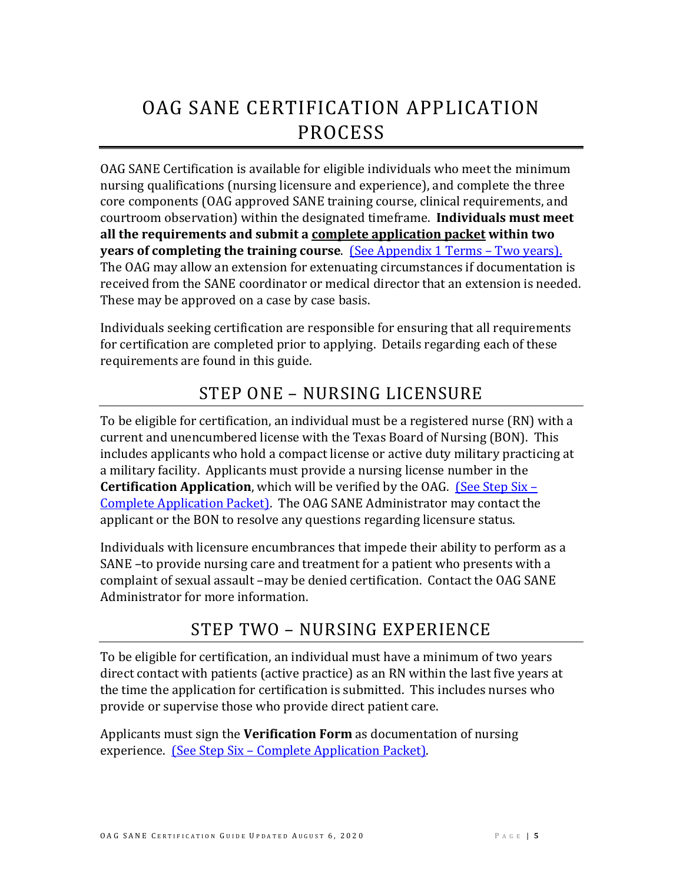# OAG SANE CERTIFICATION APPLICATION PROCESS

OAG SANE Certification is available for eligible individuals who meet the minimum nursing qualifications (nursing licensure and experience), and complete the three core components (OAG approved SANE training course, clinical requirements, and courtroom observation) within the designated timeframe. **Individuals must meet all the requirements and submit a complete application packet within two years of completing the training course**. (See Appendix 1 Terms – Two years). The OAG may allow an extension for extenuating circumstances if documentation is received from the SANE coordinator or medical director that an extension is needed. These may be approved on a case by case basis.

Individuals seeking certification are responsible for ensuring that all requirements for certification are completed prior to applying. Details regarding each of these requirements are found in this guide.

## STEP ONE – NURSING LICENSURE

To be eligible for certification, an individual must be a registered nurse (RN) with a current and unencumbered license with the Texas Board of Nursing (BON). This includes applicants who hold a compact license or active duty military practicing at a military facility. Applicants must provide a nursing license number in the **Certification Application**, which will be verified by the OAG. (See Step Six – Complete Application Packet). The OAG SANE Administrator may contact the applicant or the BON to resolve any questions regarding licensure status.

Individuals with licensure encumbrances that impede their ability to perform as a SANE –to provide nursing care and treatment for a patient who presents with a complaint of sexual assault –may be denied certification. Contact the OAG SANE Administrator for more information.

## STEP TWO – NURSING EXPERIENCE

To be eligible for certification, an individual must have a minimum of two years direct contact with patients (active practice) as an RN within the last five years at the time the application for certification is submitted. This includes nurses who provide or supervise those who provide direct patient care.

Applicants must sign the **Verification Form** as documentation of nursing experience. (See Step Six – Complete Application Packet).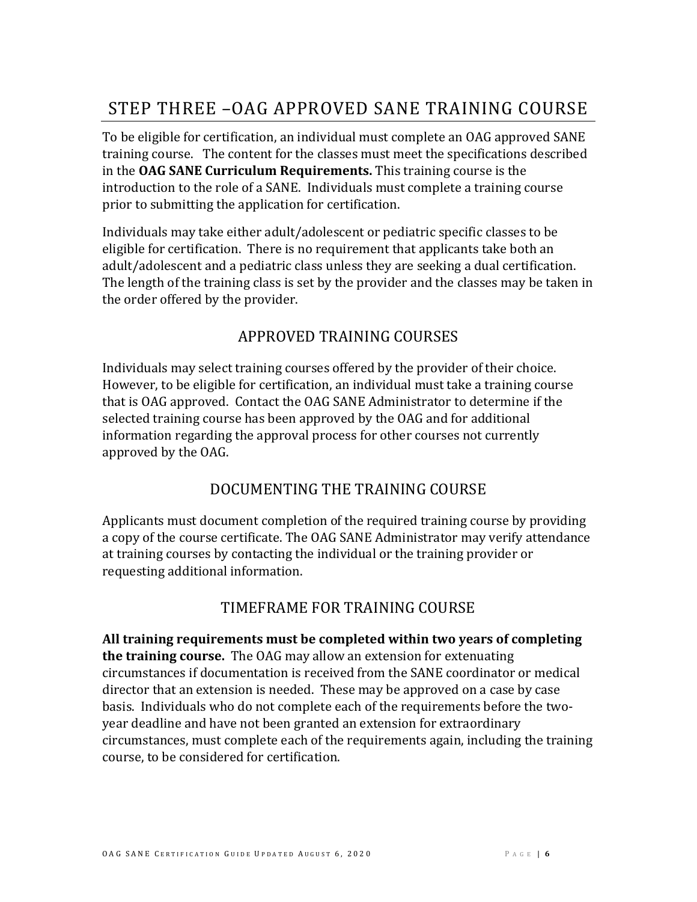# STEP THREE –OAG APPROVED SANE TRAINING COURSE

To be eligible for certification, an individual must complete an OAG approved SANE training course. The content for the classes must meet the specifications described in the **OAG SANE Curriculum Requirements.** This training course is the introduction to the role of a SANE. Individuals must complete a training course prior to submitting the application for certification.

Individuals may take either adult/adolescent or pediatric specific classes to be eligible for certification. There is no requirement that applicants take both an adult/adolescent and a pediatric class unless they are seeking a dual certification. The length of the training class is set by the provider and the classes may be taken in the order offered by the provider.

## APPROVED TRAINING COURSES

Individuals may select training courses offered by the provider of their choice. However, to be eligible for certification, an individual must take a training course that is OAG approved. Contact the OAG SANE Administrator to determine if the selected training course has been approved by the OAG and for additional information regarding the approval process for other courses not currently approved by the OAG.

## DOCUMENTING THE TRAINING COURSE

Applicants must document completion of the required training course by providing a copy of the course certificate. The OAG SANE Administrator may verify attendance at training courses by contacting the individual or the training provider or requesting additional information.

## TIMEFRAME FOR TRAINING COURSE

**All training requirements must be completed within two years of completing the training course.** The OAG may allow an extension for extenuating circumstances if documentation is received from the SANE coordinator or medical director that an extension is needed. These may be approved on a case by case basis. Individuals who do not complete each of the requirements before the two-year deadline and have not been granted an extension for extraordinary circumstances, must complete each of the requirements again, including the training course, to be considered for certification.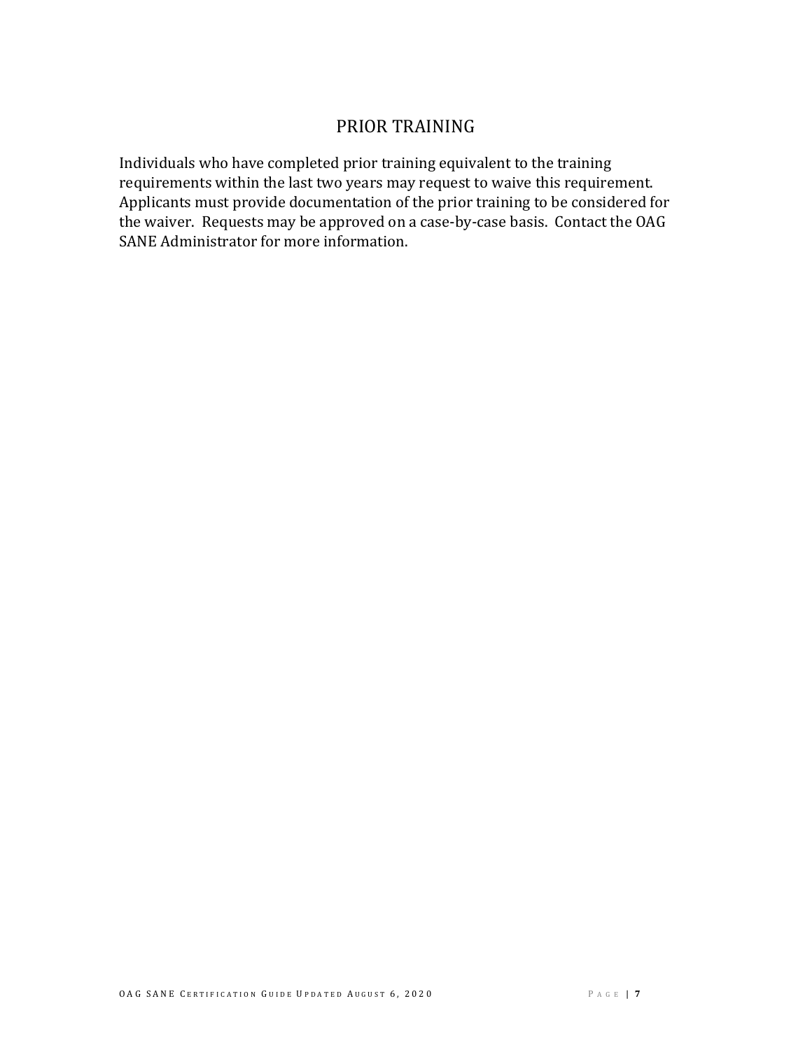## PRIOR TRAINING

Individuals who have completed prior training equivalent to the training requirements within the last two years may request to waive this requirement. Applicants must provide documentation of the prior training to be considered for the waiver. Requests may be approved on a case-by-case basis. Contact the OAG SANE Administrator for more information.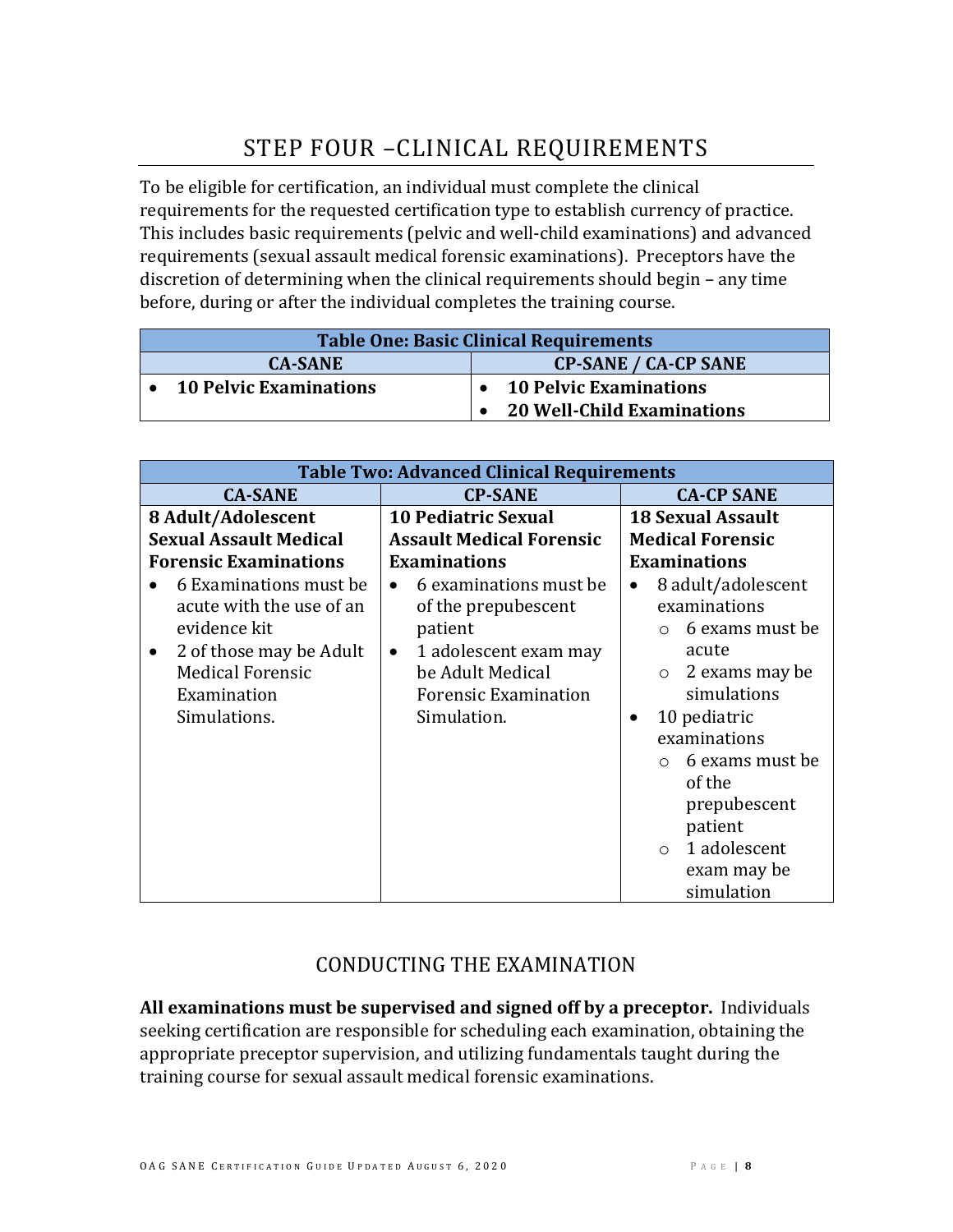# STEP FOUR –CLINICAL REQUIREMENTS

To be eligible for certification, an individual must complete the clinical requirements for the requested certification type to establish currency of practice. This includes basic requirements (pelvic and well-child examinations) and advanced requirements (sexual assault medical forensic examinations). Preceptors have the discretion of determining when the clinical requirements should begin – any time before, during or after the individual completes the training course.

| **Table One: Basic Clinical Requirements** | |
|---|---|
| **CA-SANE** | **CP-SANE / CA-CP SANE** |
| • **10 Pelvic Examinations** | • **10 Pelvic Examinations**<br>• **20 Well-Child Examinations** |

| **Table Two: Advanced Clinical Requirements** | | |
|---|---|---|
| **CA-SANE** | **CP-SANE** | **CA-CP SANE** |
| **8 Adult/Adolescent Sexual Assault Medical Forensic Examinations**<br>• 6 Examinations must be acute with the use of an evidence kit<br>• 2 of those may be Adult Medical Forensic Examination Simulations. | **10 Pediatric Sexual Assault Medical Forensic Examinations**<br>• 6 examinations must be of the prepubescent patient<br>• 1 adolescent exam may be Adult Medical Forensic Examination Simulation. | **18 Sexual Assault Medical Forensic Examinations**<br>• 8 adult/adolescent examinations<br>  ○ 6 exams must be acute<br>  ○ 2 exams may be simulations<br>• 10 pediatric examinations<br>  ○ 6 exams must be of the prepubescent patient<br>  ○ 1 adolescent exam may be simulation |

## CONDUCTING THE EXAMINATION

**All examinations must be supervised and signed off by a preceptor.** Individuals seeking certification are responsible for scheduling each examination, obtaining the appropriate preceptor supervision, and utilizing fundamentals taught during the training course for sexual assault medical forensic examinations.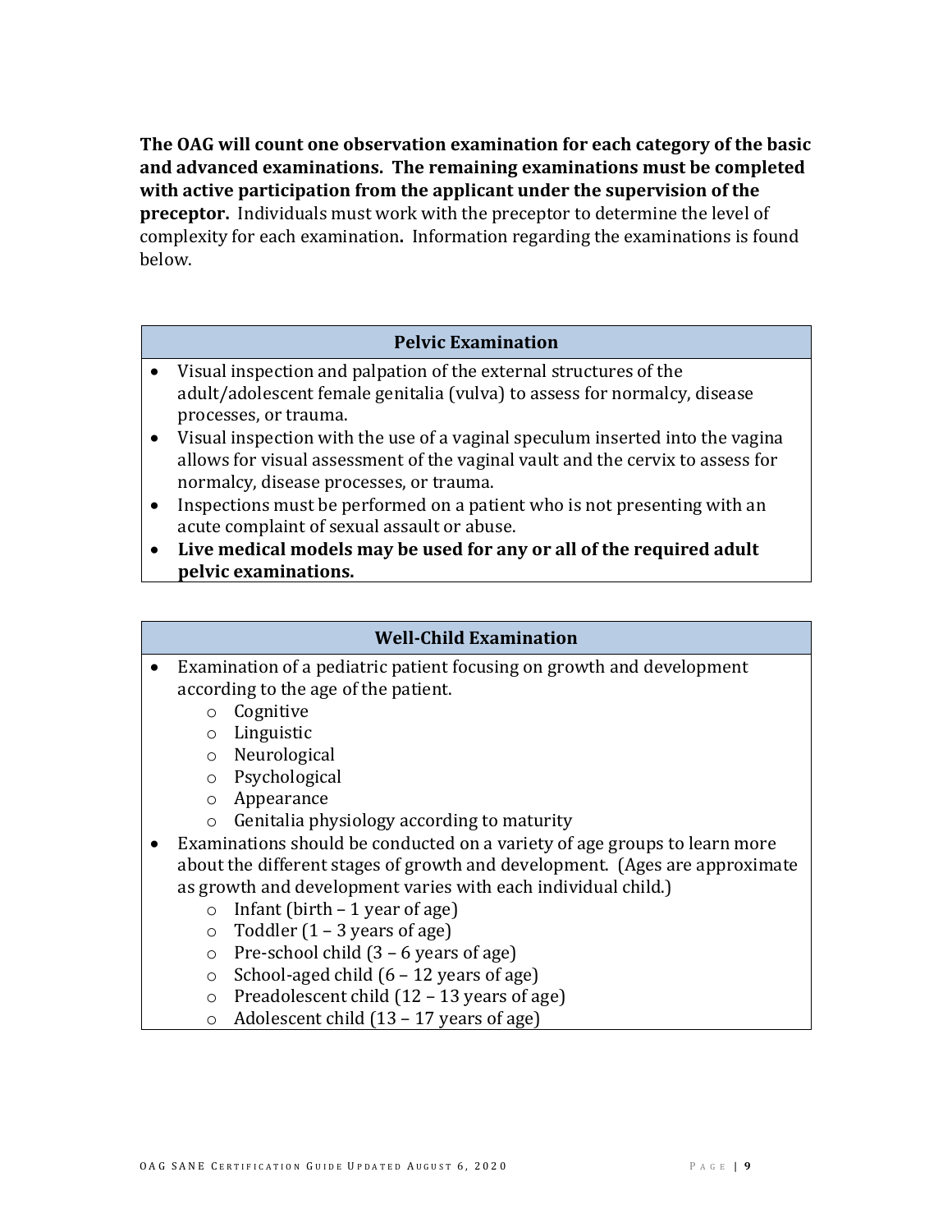**The OAG will count one observation examination for each category of the basic and advanced examinations. The remaining examinations must be completed with active participation from the applicant under the supervision of the preceptor.** Individuals must work with the preceptor to determine the level of complexity for each examination**.** Information regarding the examinations is found below.

| Pelvic Examination |
|---|
| • Visual inspection and palpation of the external structures of the adult/adolescent female genitalia (vulva) to assess for normalcy, disease processes, or trauma.<br>• Visual inspection with the use of a vaginal speculum inserted into the vagina allows for visual assessment of the vaginal vault and the cervix to assess for normalcy, disease processes, or trauma.<br>• Inspections must be performed on a patient who is not presenting with an acute complaint of sexual assault or abuse.<br>• **Live medical models may be used for any or all of the required adult pelvic examinations.** |

| Well-Child Examination |
|---|
| • Examination of a pediatric patient focusing on growth and development according to the age of the patient.<br>  ○ Cognitive<br>  ○ Linguistic<br>  ○ Neurological<br>  ○ Psychological<br>  ○ Appearance<br>  ○ Genitalia physiology according to maturity<br>• Examinations should be conducted on a variety of age groups to learn more about the different stages of growth and development. (Ages are approximate as growth and development varies with each individual child.)<br>  ○ Infant (birth – 1 year of age)<br>  ○ Toddler (1 – 3 years of age)<br>  ○ Pre-school child (3 – 6 years of age)<br>  ○ School-aged child (6 – 12 years of age)<br>  ○ Preadolescent child (12 – 13 years of age)<br>  ○ Adolescent child (13 – 17 years of age) |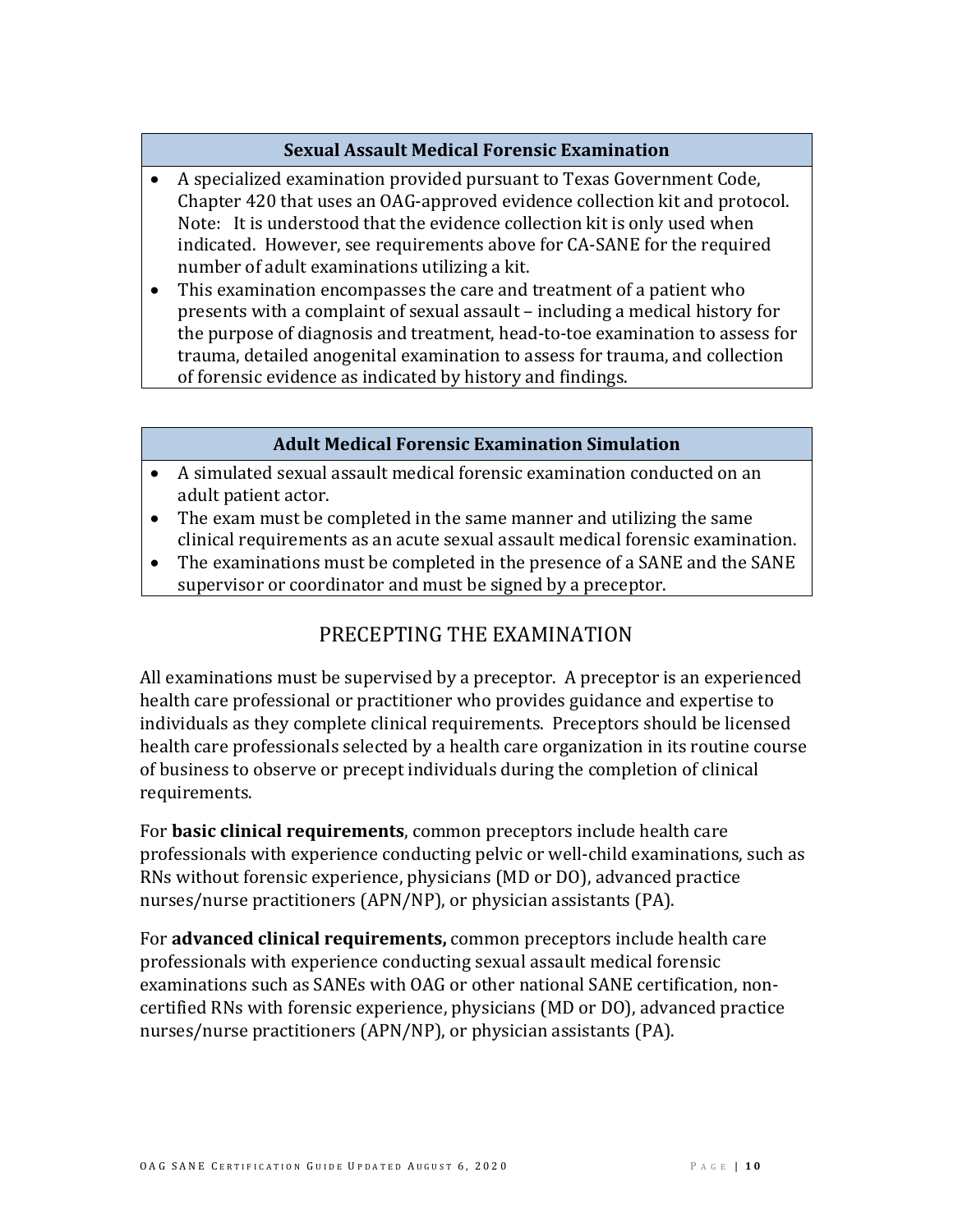| Sexual Assault Medical Forensic Examination |
| --- |
| • A specialized examination provided pursuant to Texas Government Code, Chapter 420 that uses an OAG-approved evidence collection kit and protocol. Note: It is understood that the evidence collection kit is only used when indicated. However, see requirements above for CA-SANE for the required number of adult examinations utilizing a kit.<br>• This examination encompasses the care and treatment of a patient who presents with a complaint of sexual assault – including a medical history for the purpose of diagnosis and treatment, head-to-toe examination to assess for trauma, detailed anogenital examination to assess for trauma, and collection of forensic evidence as indicated by history and findings. |

| Adult Medical Forensic Examination Simulation |
| --- |
| • A simulated sexual assault medical forensic examination conducted on an adult patient actor.<br>• The exam must be completed in the same manner and utilizing the same clinical requirements as an acute sexual assault medical forensic examination.<br>• The examinations must be completed in the presence of a SANE and the SANE supervisor or coordinator and must be signed by a preceptor. |

## PRECEPTING THE EXAMINATION

All examinations must be supervised by a preceptor. A preceptor is an experienced health care professional or practitioner who provides guidance and expertise to individuals as they complete clinical requirements. Preceptors should be licensed health care professionals selected by a health care organization in its routine course of business to observe or precept individuals during the completion of clinical requirements.

For **basic clinical requirements**, common preceptors include health care professionals with experience conducting pelvic or well-child examinations, such as RNs without forensic experience, physicians (MD or DO), advanced practice nurses/nurse practitioners (APN/NP), or physician assistants (PA).

For **advanced clinical requirements,** common preceptors include health care professionals with experience conducting sexual assault medical forensic examinations such as SANEs with OAG or other national SANE certification, non-certified RNs with forensic experience, physicians (MD or DO), advanced practice nurses/nurse practitioners (APN/NP), or physician assistants (PA).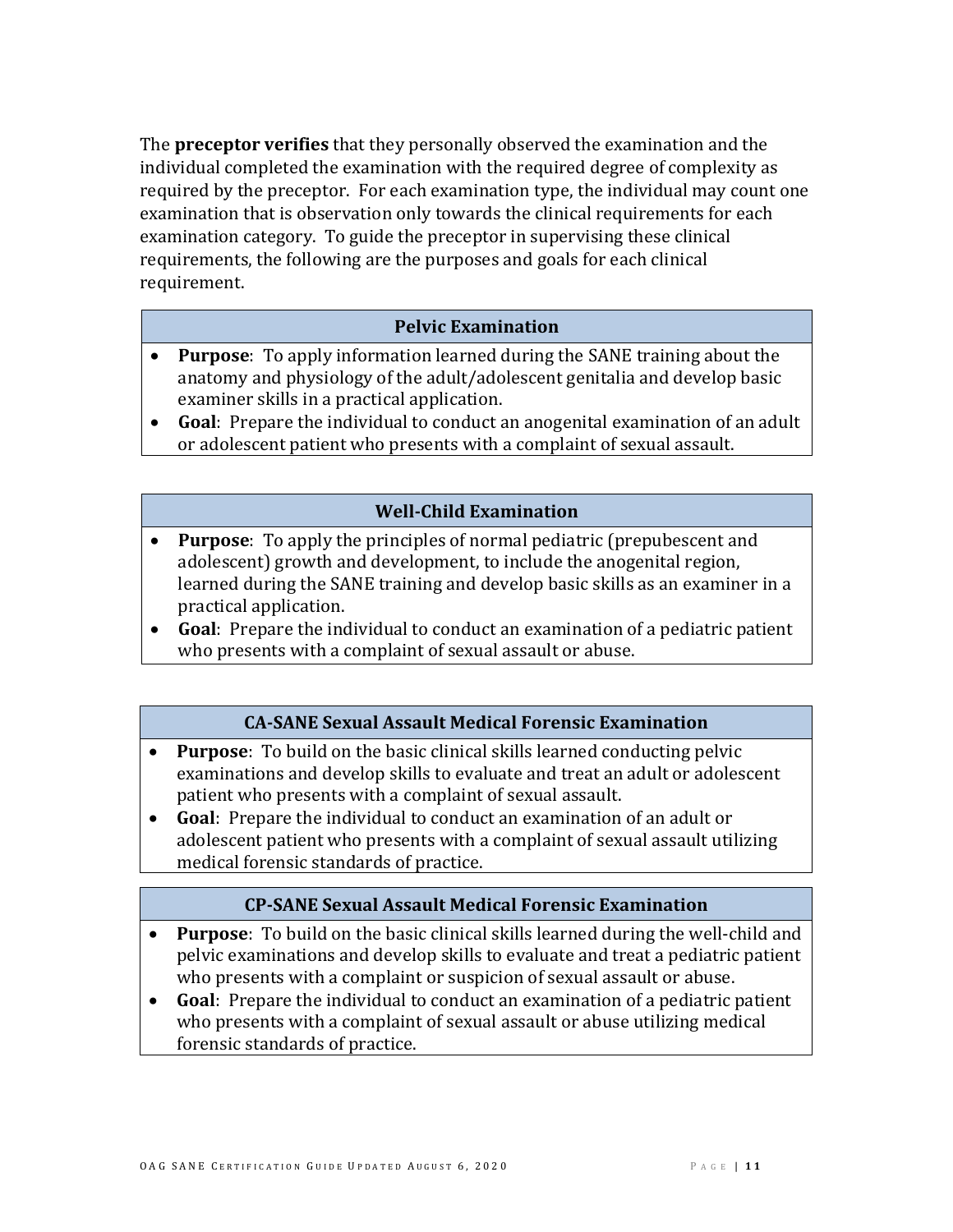The **preceptor verifies** that they personally observed the examination and the individual completed the examination with the required degree of complexity as required by the preceptor. For each examination type, the individual may count one examination that is observation only towards the clinical requirements for each examination category. To guide the preceptor in supervising these clinical requirements, the following are the purposes and goals for each clinical requirement.

| Pelvic Examination |
| --- |
| • **Purpose**: To apply information learned during the SANE training about the anatomy and physiology of the adult/adolescent genitalia and develop basic examiner skills in a practical application.<br>• **Goal**: Prepare the individual to conduct an anogenital examination of an adult or adolescent patient who presents with a complaint of sexual assault. |

| Well-Child Examination |
| --- |
| • **Purpose**: To apply the principles of normal pediatric (prepubescent and adolescent) growth and development, to include the anogenital region, learned during the SANE training and develop basic skills as an examiner in a practical application.<br>• **Goal**: Prepare the individual to conduct an examination of a pediatric patient who presents with a complaint of sexual assault or abuse. |

| CA-SANE Sexual Assault Medical Forensic Examination |
| --- |
| • **Purpose**: To build on the basic clinical skills learned conducting pelvic examinations and develop skills to evaluate and treat an adult or adolescent patient who presents with a complaint of sexual assault.<br>• **Goal**: Prepare the individual to conduct an examination of an adult or adolescent patient who presents with a complaint of sexual assault utilizing medical forensic standards of practice. |

| CP-SANE Sexual Assault Medical Forensic Examination |
| --- |
| • **Purpose**: To build on the basic clinical skills learned during the well-child and pelvic examinations and develop skills to evaluate and treat a pediatric patient who presents with a complaint or suspicion of sexual assault or abuse.<br>• **Goal**: Prepare the individual to conduct an examination of a pediatric patient who presents with a complaint of sexual assault or abuse utilizing medical forensic standards of practice. |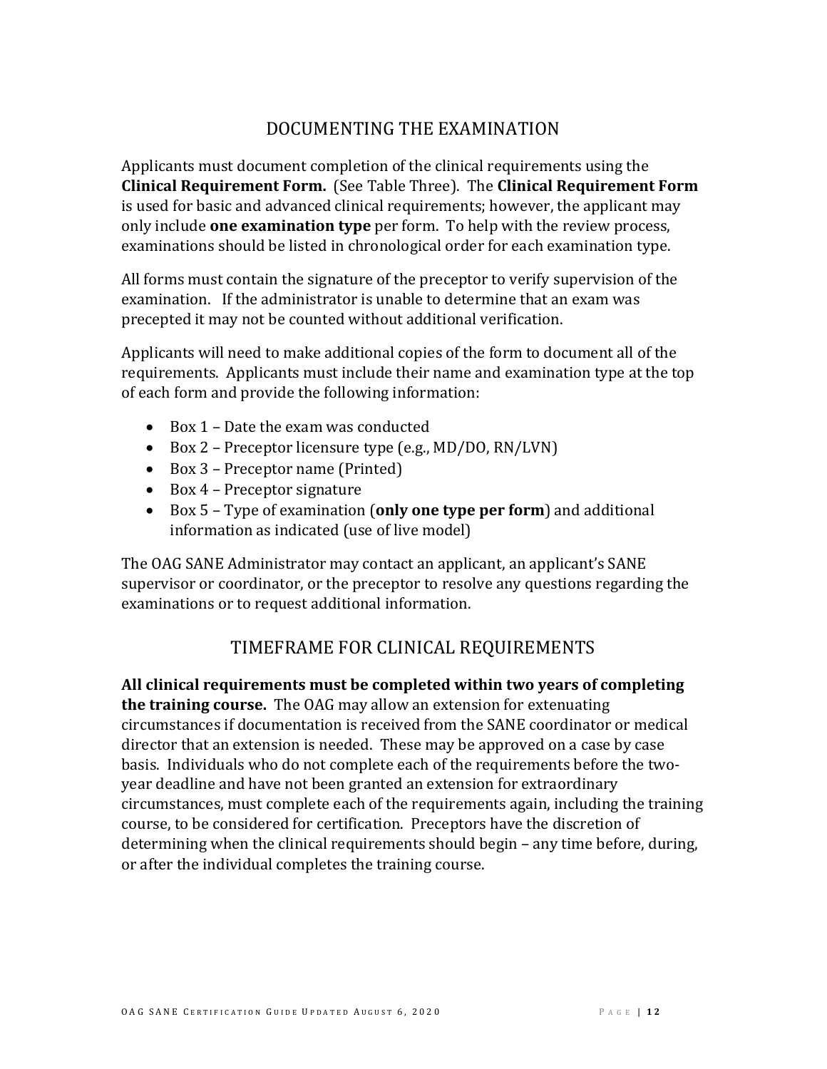## DOCUMENTING THE EXAMINATION

Applicants must document completion of the clinical requirements using the **Clinical Requirement Form.** (See Table Three). The **Clinical Requirement Form** is used for basic and advanced clinical requirements; however, the applicant may only include **one examination type** per form. To help with the review process, examinations should be listed in chronological order for each examination type.

All forms must contain the signature of the preceptor to verify supervision of the examination. If the administrator is unable to determine that an exam was precepted it may not be counted without additional verification.

Applicants will need to make additional copies of the form to document all of the requirements. Applicants must include their name and examination type at the top of each form and provide the following information:

- Box 1 – Date the exam was conducted
- Box 2 – Preceptor licensure type (e.g., MD/DO, RN/LVN)
- Box 3 – Preceptor name (Printed)
- Box 4 – Preceptor signature
- Box 5 – Type of examination (**only one type per form**) and additional information as indicated (use of live model)

The OAG SANE Administrator may contact an applicant, an applicant's SANE supervisor or coordinator, or the preceptor to resolve any questions regarding the examinations or to request additional information.

## TIMEFRAME FOR CLINICAL REQUIREMENTS

**All clinical requirements must be completed within two years of completing the training course.** The OAG may allow an extension for extenuating circumstances if documentation is received from the SANE coordinator or medical director that an extension is needed. These may be approved on a case by case basis. Individuals who do not complete each of the requirements before the two-year deadline and have not been granted an extension for extraordinary circumstances, must complete each of the requirements again, including the training course, to be considered for certification. Preceptors have the discretion of determining when the clinical requirements should begin – any time before, during, or after the individual completes the training course.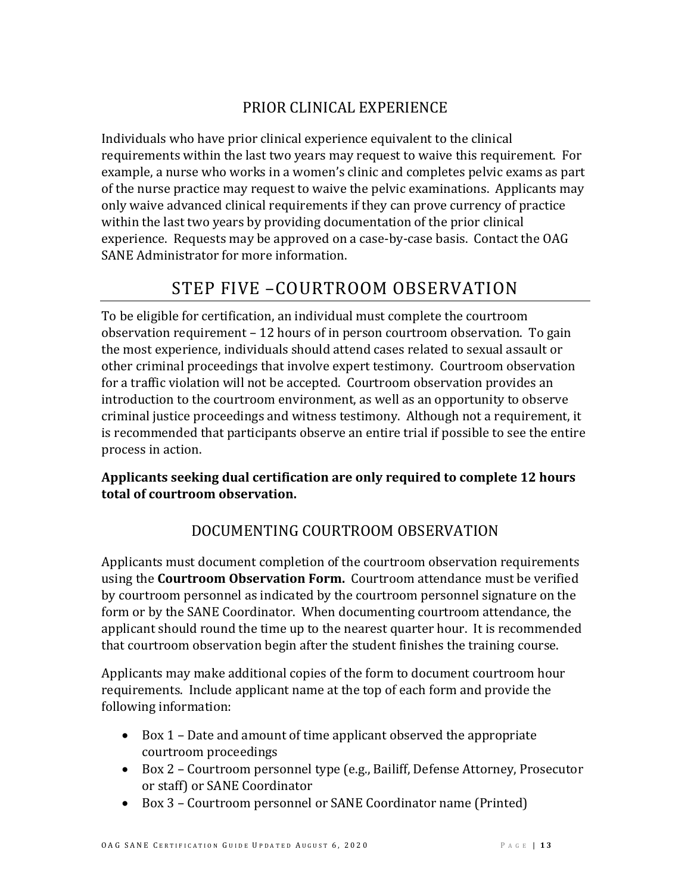### PRIOR CLINICAL EXPERIENCE

Individuals who have prior clinical experience equivalent to the clinical requirements within the last two years may request to waive this requirement. For example, a nurse who works in a women's clinic and completes pelvic exams as part of the nurse practice may request to waive the pelvic examinations. Applicants may only waive advanced clinical requirements if they can prove currency of practice within the last two years by providing documentation of the prior clinical experience. Requests may be approved on a case-by-case basis. Contact the OAG SANE Administrator for more information.

## STEP FIVE –COURTROOM OBSERVATION

To be eligible for certification, an individual must complete the courtroom observation requirement – 12 hours of in person courtroom observation. To gain the most experience, individuals should attend cases related to sexual assault or other criminal proceedings that involve expert testimony. Courtroom observation for a traffic violation will not be accepted. Courtroom observation provides an introduction to the courtroom environment, as well as an opportunity to observe criminal justice proceedings and witness testimony. Although not a requirement, it is recommended that participants observe an entire trial if possible to see the entire process in action.

**Applicants seeking dual certification are only required to complete 12 hours total of courtroom observation.**

### DOCUMENTING COURTROOM OBSERVATION

Applicants must document completion of the courtroom observation requirements using the **Courtroom Observation Form.** Courtroom attendance must be verified by courtroom personnel as indicated by the courtroom personnel signature on the form or by the SANE Coordinator. When documenting courtroom attendance, the applicant should round the time up to the nearest quarter hour. It is recommended that courtroom observation begin after the student finishes the training course.

Applicants may make additional copies of the form to document courtroom hour requirements. Include applicant name at the top of each form and provide the following information:

- Box 1 – Date and amount of time applicant observed the appropriate courtroom proceedings
- Box 2 – Courtroom personnel type (e.g., Bailiff, Defense Attorney, Prosecutor or staff) or SANE Coordinator
- Box 3 – Courtroom personnel or SANE Coordinator name (Printed)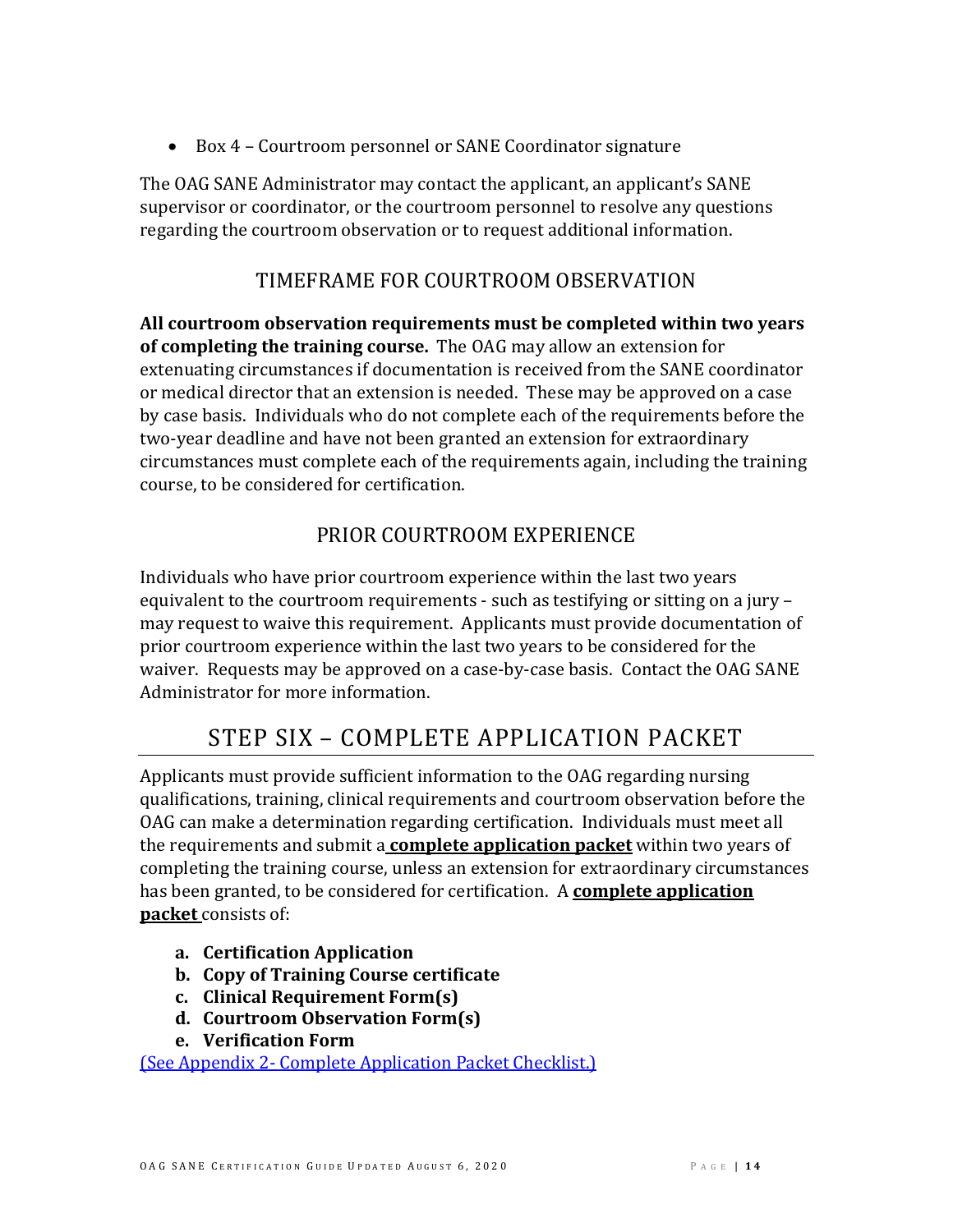- Box 4 – Courtroom personnel or SANE Coordinator signature

The OAG SANE Administrator may contact the applicant, an applicant's SANE supervisor or coordinator, or the courtroom personnel to resolve any questions regarding the courtroom observation or to request additional information.

### TIMEFRAME FOR COURTROOM OBSERVATION

**All courtroom observation requirements must be completed within two years of completing the training course.** The OAG may allow an extension for extenuating circumstances if documentation is received from the SANE coordinator or medical director that an extension is needed. These may be approved on a case by case basis. Individuals who do not complete each of the requirements before the two-year deadline and have not been granted an extension for extraordinary circumstances must complete each of the requirements again, including the training course, to be considered for certification.

### PRIOR COURTROOM EXPERIENCE

Individuals who have prior courtroom experience within the last two years equivalent to the courtroom requirements - such as testifying or sitting on a jury – may request to waive this requirement. Applicants must provide documentation of prior courtroom experience within the last two years to be considered for the waiver. Requests may be approved on a case-by-case basis. Contact the OAG SANE Administrator for more information.

## STEP SIX – COMPLETE APPLICATION PACKET

Applicants must provide sufficient information to the OAG regarding nursing qualifications, training, clinical requirements and courtroom observation before the OAG can make a determination regarding certification. Individuals must meet all the requirements and submit a **complete application packet** within two years of completing the training course, unless an extension for extraordinary circumstances has been granted, to be considered for certification. A **complete application packet** consists of:

a. **Certification Application**
b. **Copy of Training Course certificate**
c. **Clinical Requirement Form(s)**
d. **Courtroom Observation Form(s)**
e. **Verification Form**

(See Appendix 2- Complete Application Packet Checklist.)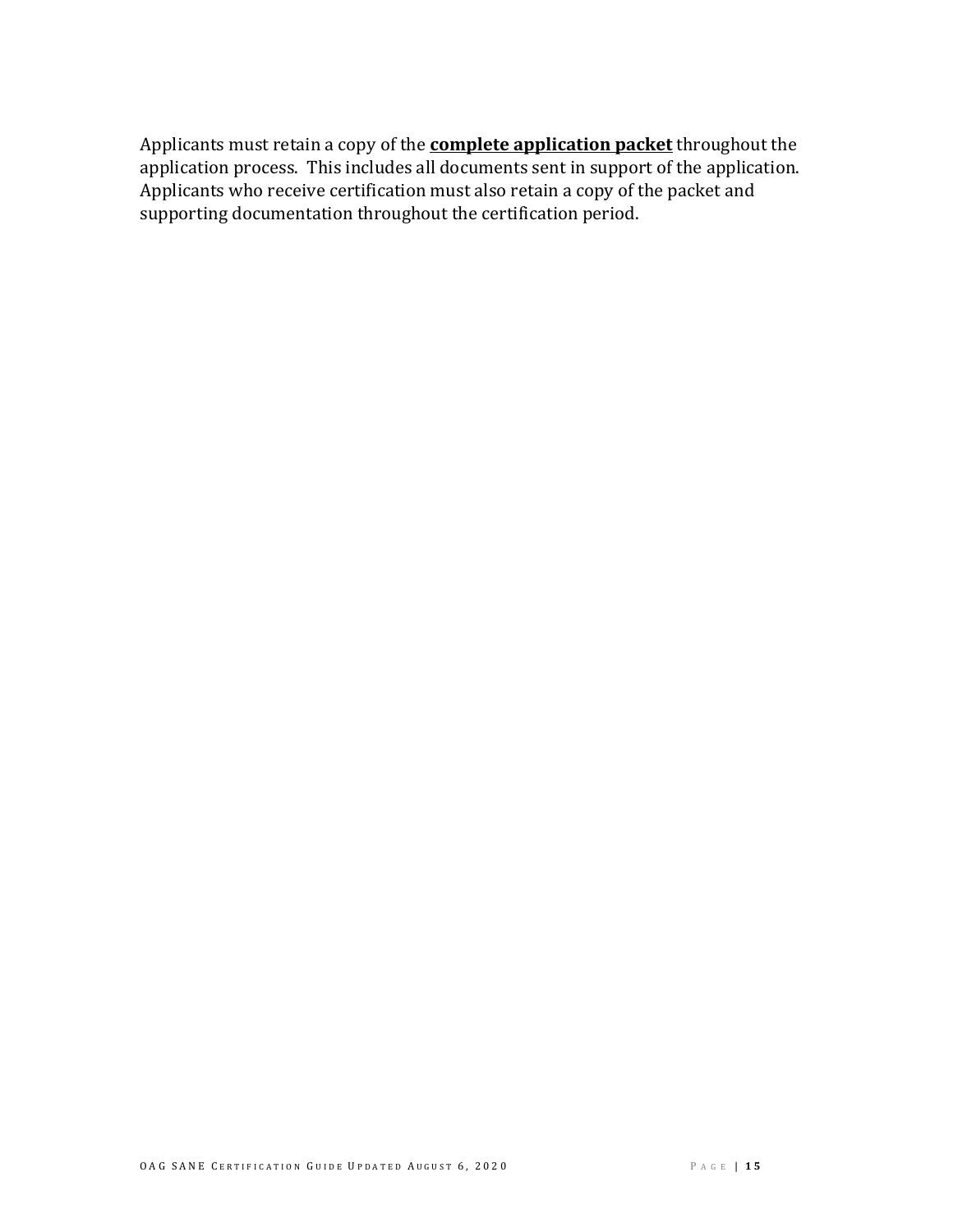Applicants must retain a copy of the **complete application packet** throughout the application process. This includes all documents sent in support of the application. Applicants who receive certification must also retain a copy of the packet and supporting documentation throughout the certification period.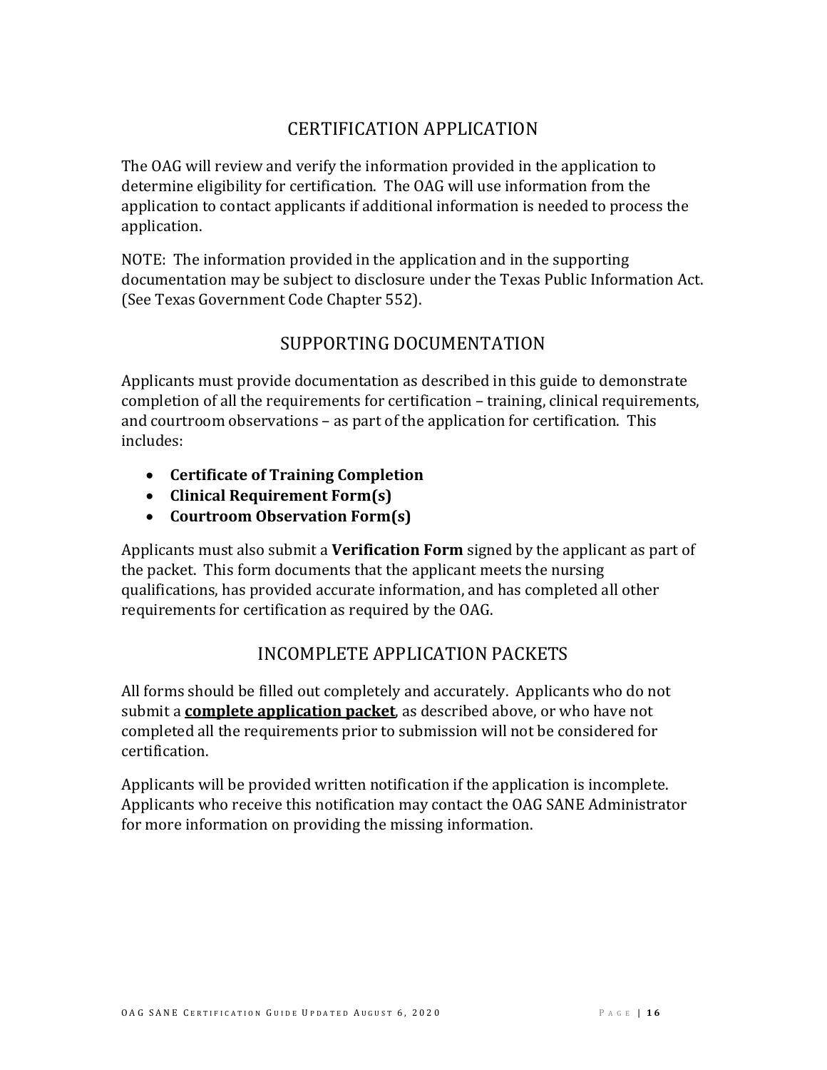## CERTIFICATION APPLICATION

The OAG will review and verify the information provided in the application to determine eligibility for certification. The OAG will use information from the application to contact applicants if additional information is needed to process the application.

NOTE: The information provided in the application and in the supporting documentation may be subject to disclosure under the Texas Public Information Act. (See Texas Government Code Chapter 552).

## SUPPORTING DOCUMENTATION

Applicants must provide documentation as described in this guide to demonstrate completion of all the requirements for certification – training, clinical requirements, and courtroom observations – as part of the application for certification. This includes:

- **Certificate of Training Completion**
- **Clinical Requirement Form(s)**
- **Courtroom Observation Form(s)**

Applicants must also submit a **Verification Form** signed by the applicant as part of the packet. This form documents that the applicant meets the nursing qualifications, has provided accurate information, and has completed all other requirements for certification as required by the OAG.

## INCOMPLETE APPLICATION PACKETS

All forms should be filled out completely and accurately. Applicants who do not submit a **complete application packet**, as described above, or who have not completed all the requirements prior to submission will not be considered for certification.

Applicants will be provided written notification if the application is incomplete. Applicants who receive this notification may contact the OAG SANE Administrator for more information on providing the missing information.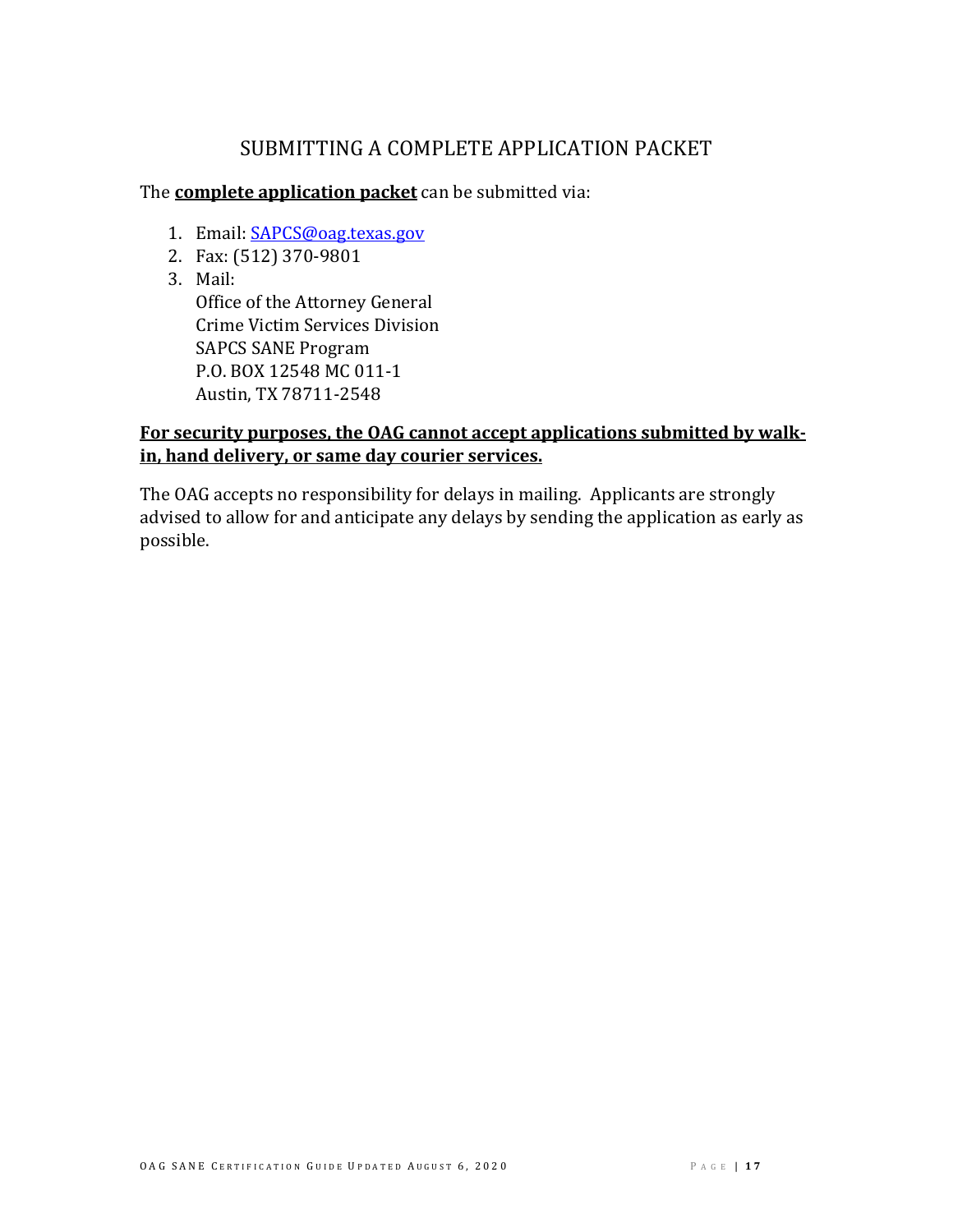# SUBMITTING A COMPLETE APPLICATION PACKET

The **complete application packet** can be submitted via:

1. Email: SAPCS@oag.texas.gov
2. Fax: (512) 370-9801
3. Mail:
   Office of the Attorney General
   Crime Victim Services Division
   SAPCS SANE Program
   P.O. BOX 12548 MC 011-1
   Austin, TX 78711-2548

**For security purposes, the OAG cannot accept applications submitted by walk-in, hand delivery, or same day courier services.**

The OAG accepts no responsibility for delays in mailing. Applicants are strongly advised to allow for and anticipate any delays by sending the application as early as possible.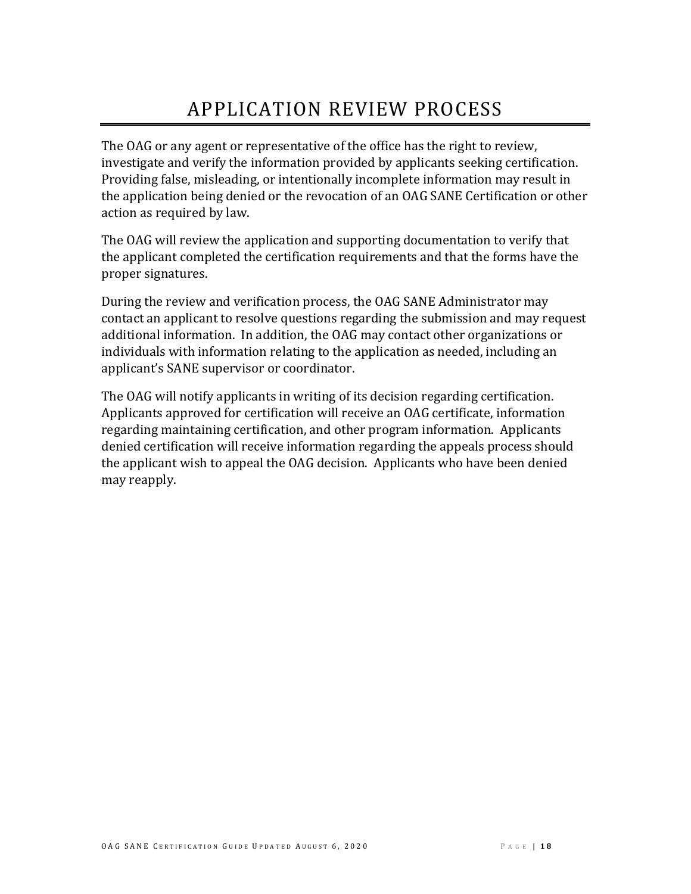# APPLICATION REVIEW PROCESS

The OAG or any agent or representative of the office has the right to review, investigate and verify the information provided by applicants seeking certification. Providing false, misleading, or intentionally incomplete information may result in the application being denied or the revocation of an OAG SANE Certification or other action as required by law.

The OAG will review the application and supporting documentation to verify that the applicant completed the certification requirements and that the forms have the proper signatures.

During the review and verification process, the OAG SANE Administrator may contact an applicant to resolve questions regarding the submission and may request additional information. In addition, the OAG may contact other organizations or individuals with information relating to the application as needed, including an applicant's SANE supervisor or coordinator.

The OAG will notify applicants in writing of its decision regarding certification. Applicants approved for certification will receive an OAG certificate, information regarding maintaining certification, and other program information. Applicants denied certification will receive information regarding the appeals process should the applicant wish to appeal the OAG decision. Applicants who have been denied may reapply.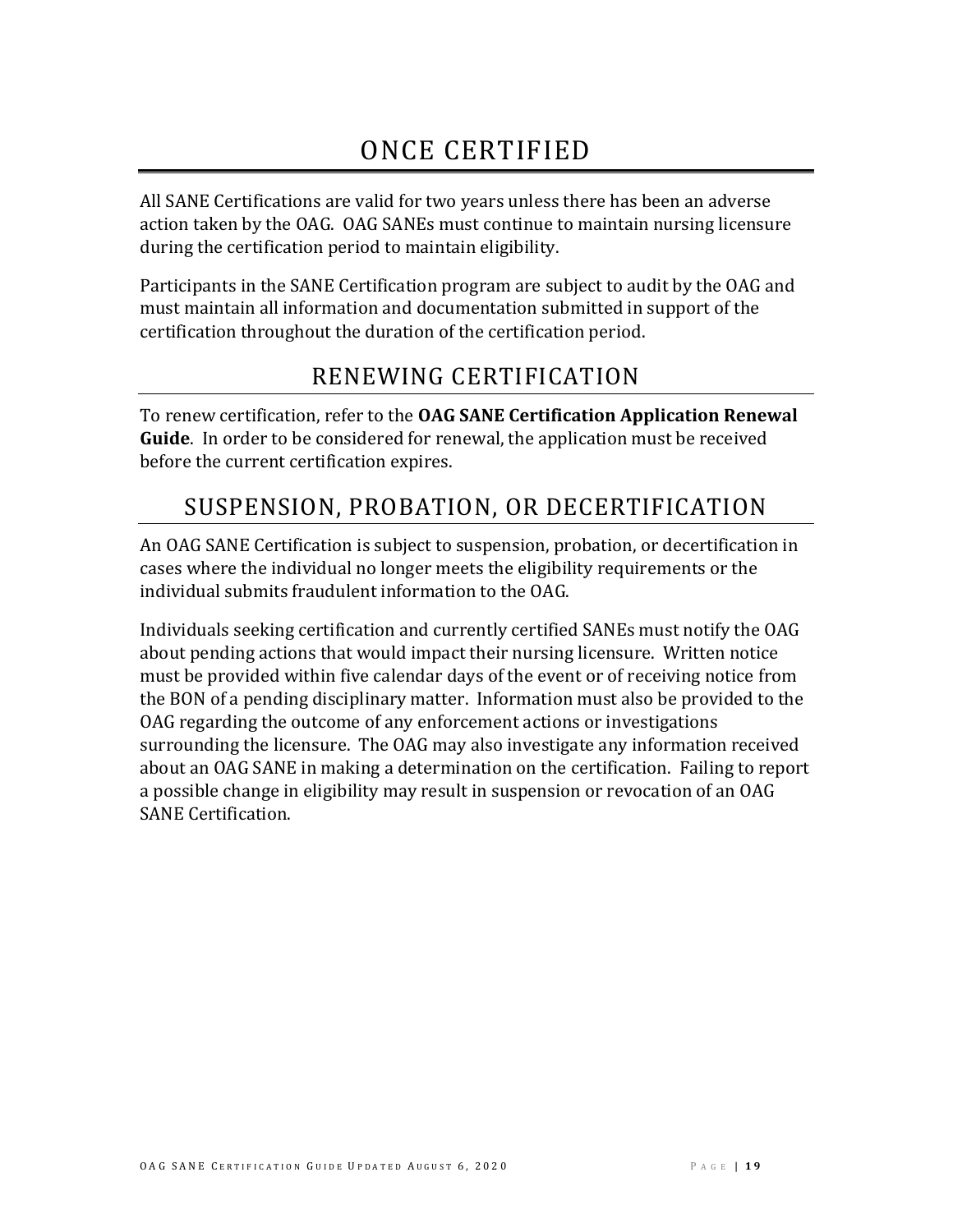# ONCE CERTIFIED

All SANE Certifications are valid for two years unless there has been an adverse action taken by the OAG. OAG SANEs must continue to maintain nursing licensure during the certification period to maintain eligibility.

Participants in the SANE Certification program are subject to audit by the OAG and must maintain all information and documentation submitted in support of the certification throughout the duration of the certification period.

## RENEWING CERTIFICATION

To renew certification, refer to the **OAG SANE Certification Application Renewal Guide**. In order to be considered for renewal, the application must be received before the current certification expires.

## SUSPENSION, PROBATION, OR DECERTIFICATION

An OAG SANE Certification is subject to suspension, probation, or decertification in cases where the individual no longer meets the eligibility requirements or the individual submits fraudulent information to the OAG.

Individuals seeking certification and currently certified SANEs must notify the OAG about pending actions that would impact their nursing licensure. Written notice must be provided within five calendar days of the event or of receiving notice from the BON of a pending disciplinary matter. Information must also be provided to the OAG regarding the outcome of any enforcement actions or investigations surrounding the licensure. The OAG may also investigate any information received about an OAG SANE in making a determination on the certification. Failing to report a possible change in eligibility may result in suspension or revocation of an OAG SANE Certification.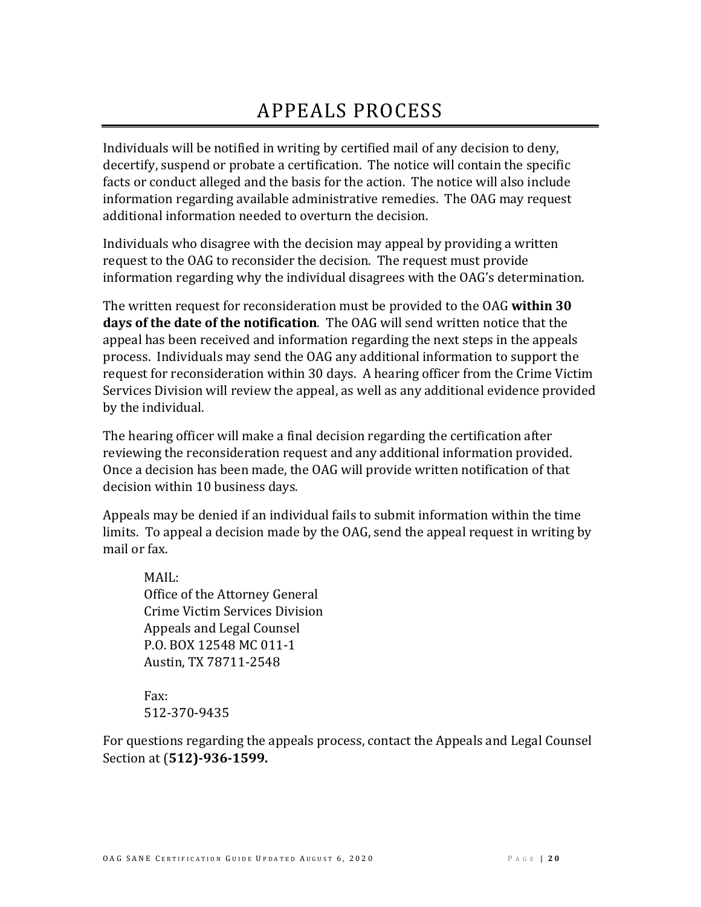# APPEALS PROCESS

Individuals will be notified in writing by certified mail of any decision to deny, decertify, suspend or probate a certification. The notice will contain the specific facts or conduct alleged and the basis for the action. The notice will also include information regarding available administrative remedies. The OAG may request additional information needed to overturn the decision.

Individuals who disagree with the decision may appeal by providing a written request to the OAG to reconsider the decision. The request must provide information regarding why the individual disagrees with the OAG's determination.

The written request for reconsideration must be provided to the OAG **within 30 days of the date of the notification**. The OAG will send written notice that the appeal has been received and information regarding the next steps in the appeals process. Individuals may send the OAG any additional information to support the request for reconsideration within 30 days. A hearing officer from the Crime Victim Services Division will review the appeal, as well as any additional evidence provided by the individual.

The hearing officer will make a final decision regarding the certification after reviewing the reconsideration request and any additional information provided. Once a decision has been made, the OAG will provide written notification of that decision within 10 business days.

Appeals may be denied if an individual fails to submit information within the time limits. To appeal a decision made by the OAG, send the appeal request in writing by mail or fax.

> MAIL:
> Office of the Attorney General
> Crime Victim Services Division
> Appeals and Legal Counsel
> P.O. BOX 12548 MC 011-1
> Austin, TX 78711-2548
>
> Fax:
> 512-370-9435

For questions regarding the appeals process, contact the Appeals and Legal Counsel Section at (**512)-936-1599.**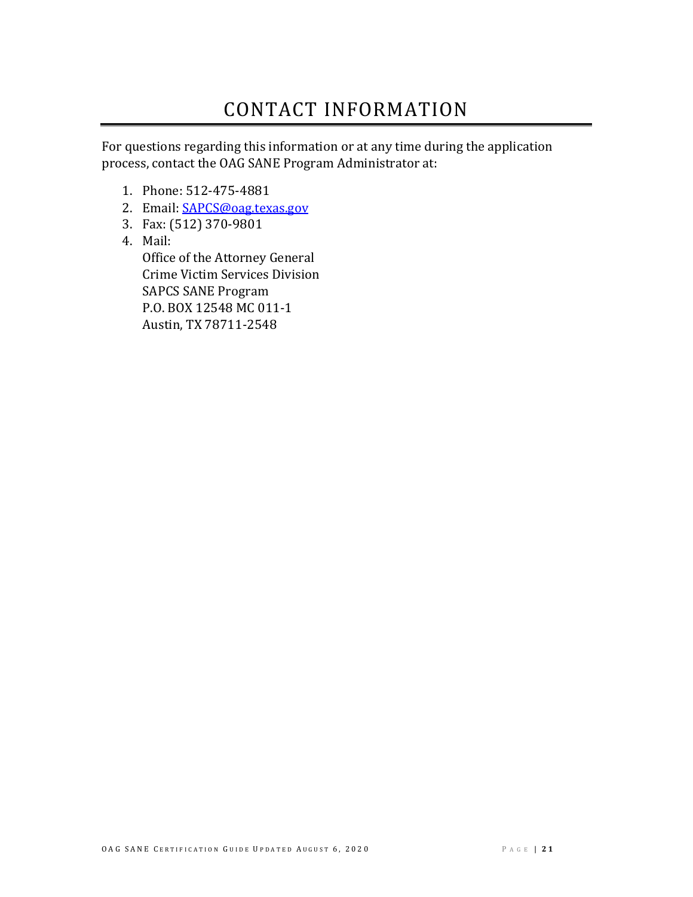# CONTACT INFORMATION

For questions regarding this information or at any time during the application process, contact the OAG SANE Program Administrator at:

1. Phone: 512-475-4881
2. Email: SAPCS@oag.texas.gov
3. Fax: (512) 370-9801
4. Mail:
   Office of the Attorney General
   Crime Victim Services Division
   SAPCS SANE Program
   P.O. BOX 12548 MC 011-1
   Austin, TX 78711-2548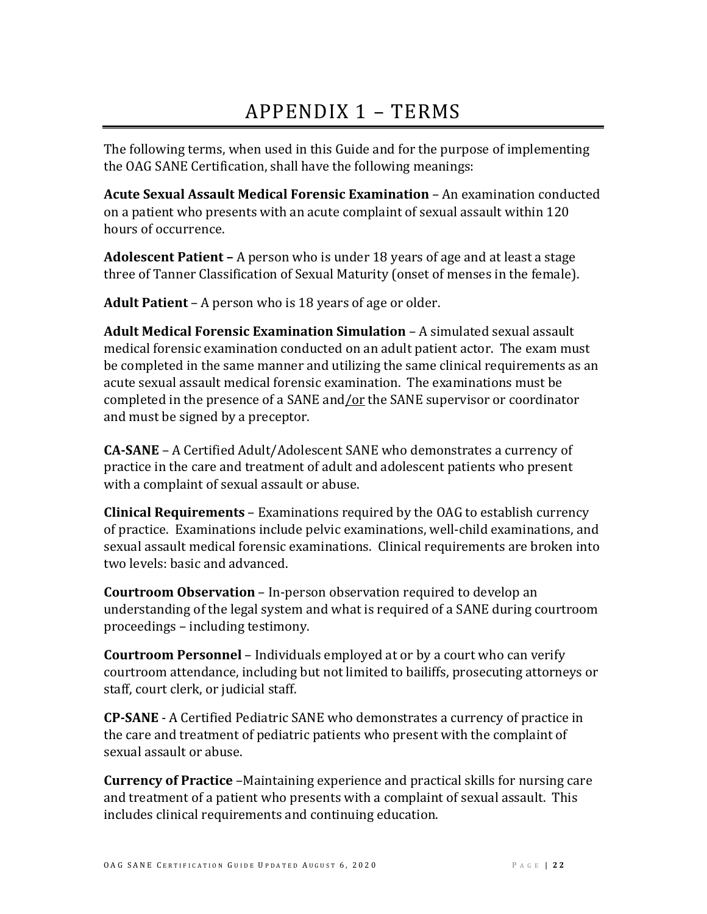# APPENDIX 1 – TERMS

The following terms, when used in this Guide and for the purpose of implementing the OAG SANE Certification, shall have the following meanings:

**Acute Sexual Assault Medical Forensic Examination** – An examination conducted on a patient who presents with an acute complaint of sexual assault within 120 hours of occurrence.

**Adolescent Patient –** A person who is under 18 years of age and at least a stage three of Tanner Classification of Sexual Maturity (onset of menses in the female).

**Adult Patient** – A person who is 18 years of age or older.

**Adult Medical Forensic Examination Simulation** – A simulated sexual assault medical forensic examination conducted on an adult patient actor. The exam must be completed in the same manner and utilizing the same clinical requirements as an acute sexual assault medical forensic examination. The examinations must be completed in the presence of a SANE and/or the SANE supervisor or coordinator and must be signed by a preceptor.

**CA-SANE** – A Certified Adult/Adolescent SANE who demonstrates a currency of practice in the care and treatment of adult and adolescent patients who present with a complaint of sexual assault or abuse.

**Clinical Requirements** – Examinations required by the OAG to establish currency of practice. Examinations include pelvic examinations, well-child examinations, and sexual assault medical forensic examinations. Clinical requirements are broken into two levels: basic and advanced.

**Courtroom Observation** – In-person observation required to develop an understanding of the legal system and what is required of a SANE during courtroom proceedings – including testimony.

**Courtroom Personnel** – Individuals employed at or by a court who can verify courtroom attendance, including but not limited to bailiffs, prosecuting attorneys or staff, court clerk, or judicial staff.

**CP-SANE** - A Certified Pediatric SANE who demonstrates a currency of practice in the care and treatment of pediatric patients who present with the complaint of sexual assault or abuse.

**Currency of Practice** –Maintaining experience and practical skills for nursing care and treatment of a patient who presents with a complaint of sexual assault. This includes clinical requirements and continuing education.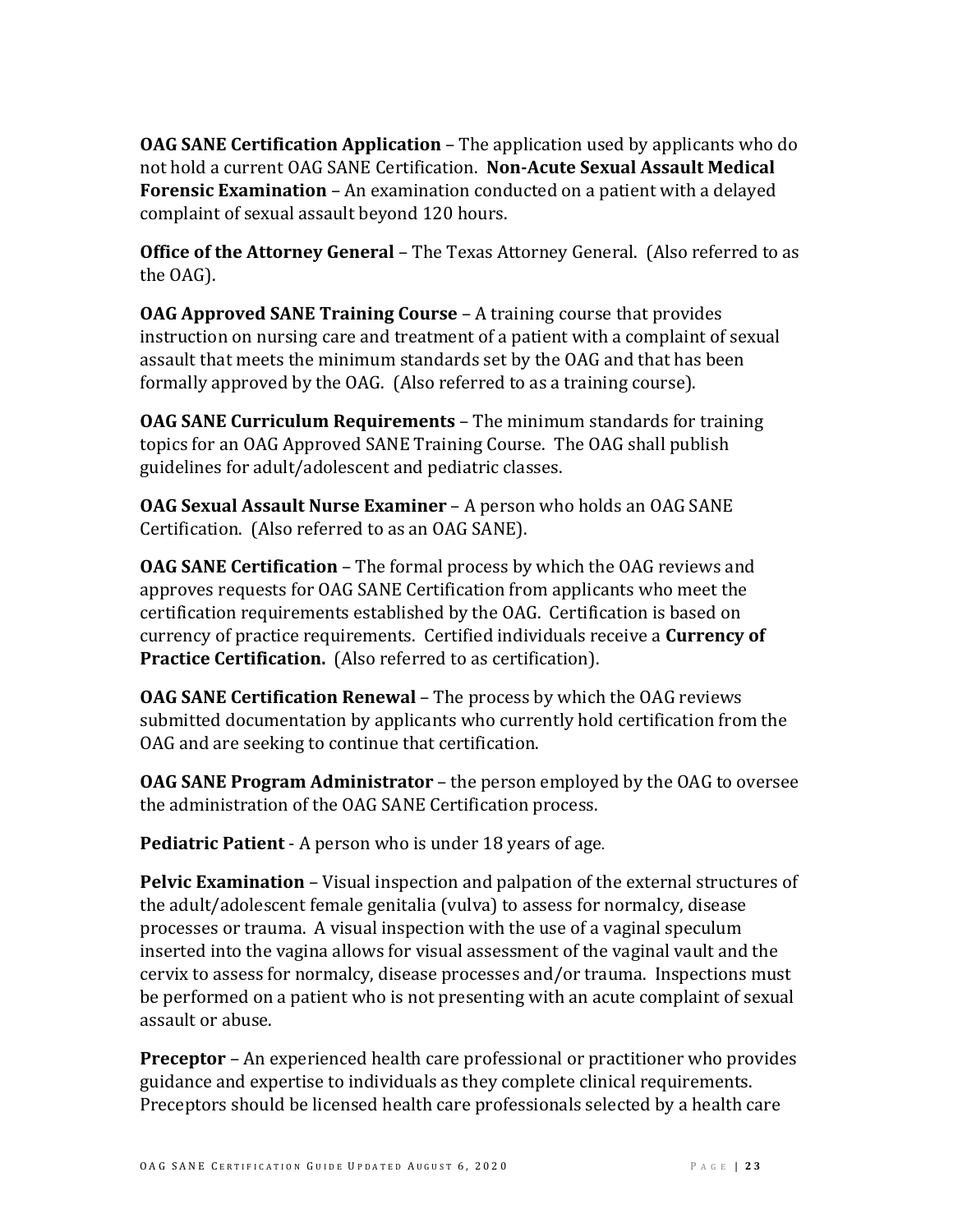**OAG SANE Certification Application** – The application used by applicants who do not hold a current OAG SANE Certification. **Non-Acute Sexual Assault Medical Forensic Examination** – An examination conducted on a patient with a delayed complaint of sexual assault beyond 120 hours.

**Office of the Attorney General** – The Texas Attorney General. (Also referred to as the OAG).

**OAG Approved SANE Training Course** – A training course that provides instruction on nursing care and treatment of a patient with a complaint of sexual assault that meets the minimum standards set by the OAG and that has been formally approved by the OAG. (Also referred to as a training course).

**OAG SANE Curriculum Requirements** – The minimum standards for training topics for an OAG Approved SANE Training Course. The OAG shall publish guidelines for adult/adolescent and pediatric classes.

**OAG Sexual Assault Nurse Examiner** – A person who holds an OAG SANE Certification. (Also referred to as an OAG SANE).

**OAG SANE Certification** – The formal process by which the OAG reviews and approves requests for OAG SANE Certification from applicants who meet the certification requirements established by the OAG. Certification is based on currency of practice requirements. Certified individuals receive a **Currency of Practice Certification.** (Also referred to as certification).

**OAG SANE Certification Renewal** – The process by which the OAG reviews submitted documentation by applicants who currently hold certification from the OAG and are seeking to continue that certification.

**OAG SANE Program Administrator** – the person employed by the OAG to oversee the administration of the OAG SANE Certification process.

**Pediatric Patient** - A person who is under 18 years of age.

**Pelvic Examination** – Visual inspection and palpation of the external structures of the adult/adolescent female genitalia (vulva) to assess for normalcy, disease processes or trauma. A visual inspection with the use of a vaginal speculum inserted into the vagina allows for visual assessment of the vaginal vault and the cervix to assess for normalcy, disease processes and/or trauma. Inspections must be performed on a patient who is not presenting with an acute complaint of sexual assault or abuse.

**Preceptor** – An experienced health care professional or practitioner who provides guidance and expertise to individuals as they complete clinical requirements. Preceptors should be licensed health care professionals selected by a health care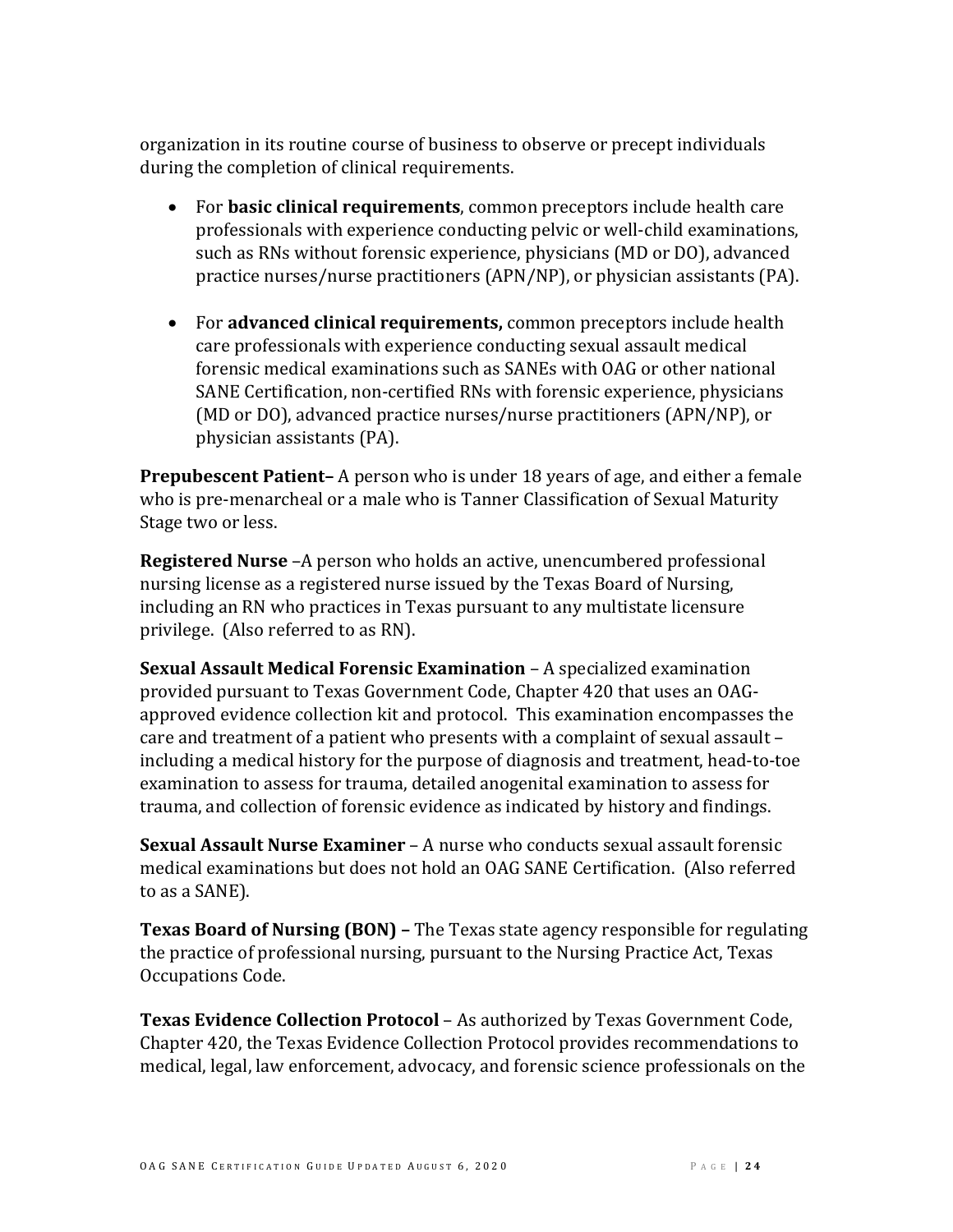organization in its routine course of business to observe or precept individuals during the completion of clinical requirements.

- For **basic clinical requirements**, common preceptors include health care professionals with experience conducting pelvic or well-child examinations, such as RNs without forensic experience, physicians (MD or DO), advanced practice nurses/nurse practitioners (APN/NP), or physician assistants (PA).

- For **advanced clinical requirements,** common preceptors include health care professionals with experience conducting sexual assault medical forensic medical examinations such as SANEs with OAG or other national SANE Certification, non-certified RNs with forensic experience, physicians (MD or DO), advanced practice nurses/nurse practitioners (APN/NP), or physician assistants (PA).

**Prepubescent Patient–** A person who is under 18 years of age, and either a female who is pre-menarcheal or a male who is Tanner Classification of Sexual Maturity Stage two or less.

**Registered Nurse** –A person who holds an active, unencumbered professional nursing license as a registered nurse issued by the Texas Board of Nursing, including an RN who practices in Texas pursuant to any multistate licensure privilege. (Also referred to as RN).

**Sexual Assault Medical Forensic Examination** – A specialized examination provided pursuant to Texas Government Code, Chapter 420 that uses an OAG-approved evidence collection kit and protocol. This examination encompasses the care and treatment of a patient who presents with a complaint of sexual assault – including a medical history for the purpose of diagnosis and treatment, head-to-toe examination to assess for trauma, detailed anogenital examination to assess for trauma, and collection of forensic evidence as indicated by history and findings.

**Sexual Assault Nurse Examiner** – A nurse who conducts sexual assault forensic medical examinations but does not hold an OAG SANE Certification. (Also referred to as a SANE).

**Texas Board of Nursing (BON) –** The Texas state agency responsible for regulating the practice of professional nursing, pursuant to the Nursing Practice Act, Texas Occupations Code.

**Texas Evidence Collection Protocol** – As authorized by Texas Government Code, Chapter 420, the Texas Evidence Collection Protocol provides recommendations to medical, legal, law enforcement, advocacy, and forensic science professionals on the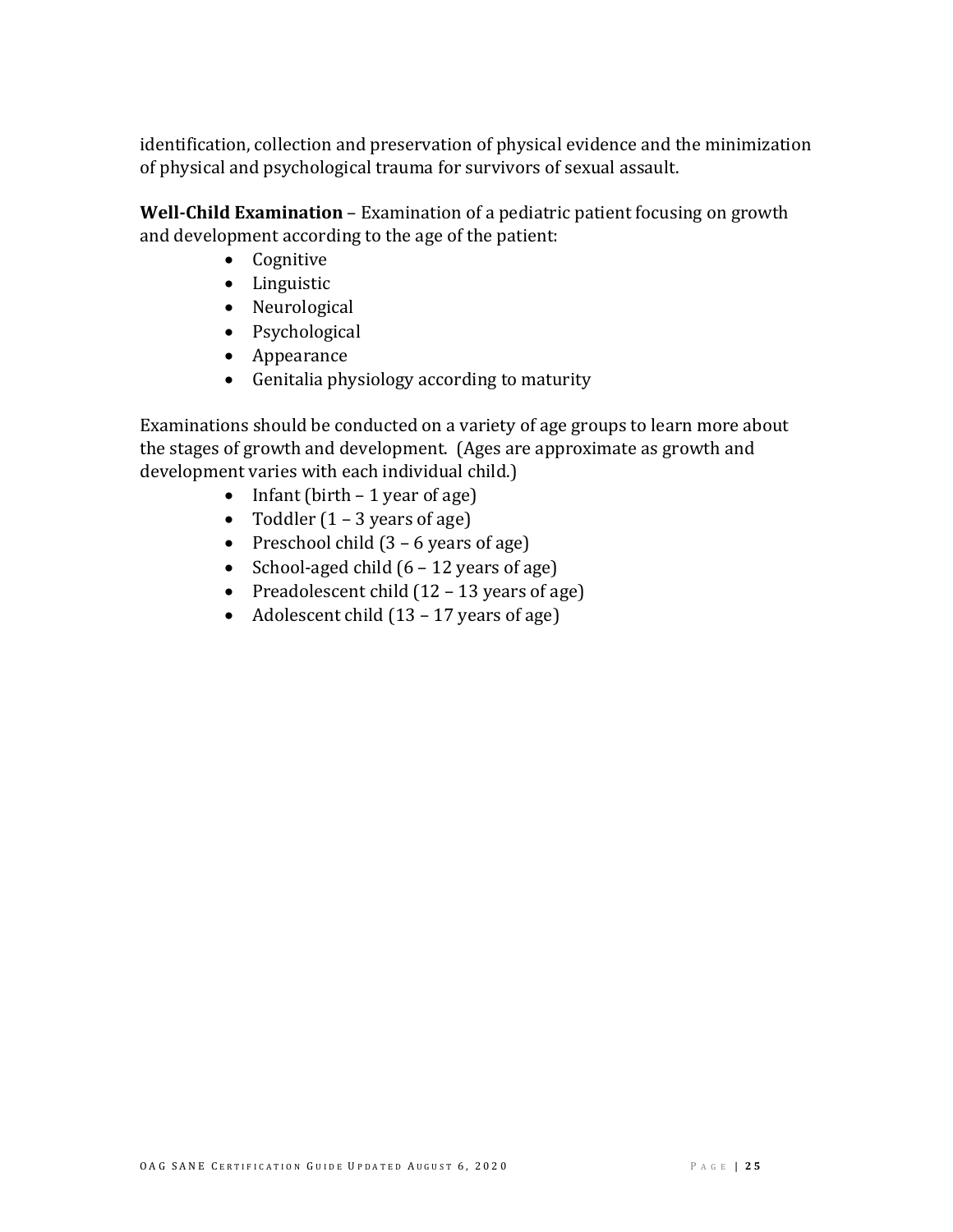identification, collection and preservation of physical evidence and the minimization of physical and psychological trauma for survivors of sexual assault.

**Well-Child Examination** – Examination of a pediatric patient focusing on growth and development according to the age of the patient:

- Cognitive
- Linguistic
- Neurological
- Psychological
- Appearance
- Genitalia physiology according to maturity

Examinations should be conducted on a variety of age groups to learn more about the stages of growth and development. (Ages are approximate as growth and development varies with each individual child.)

- Infant (birth – 1 year of age)
- Toddler (1 – 3 years of age)
- Preschool child (3 – 6 years of age)
- School-aged child (6 – 12 years of age)
- Preadolescent child (12 – 13 years of age)
- Adolescent child (13 – 17 years of age)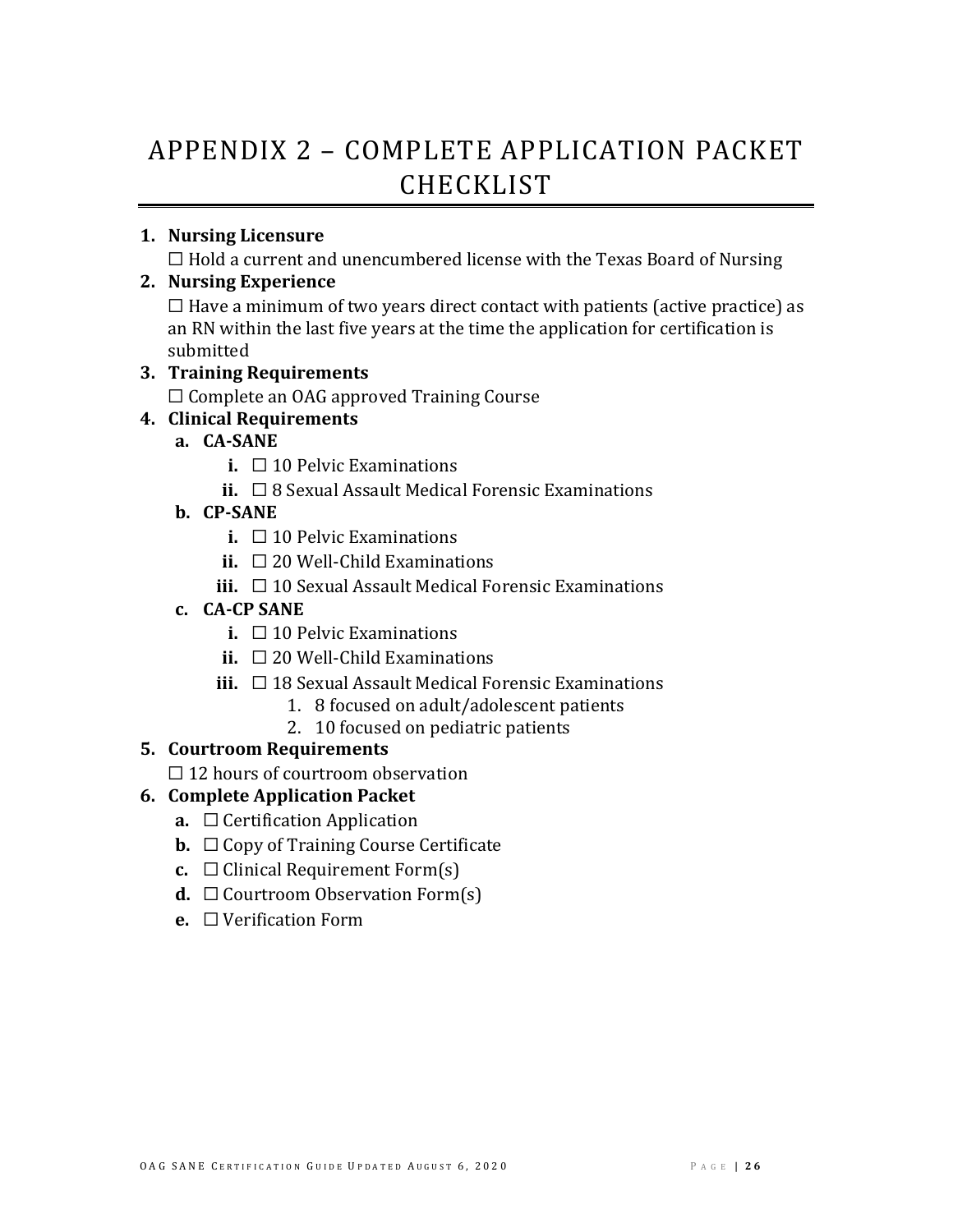# APPENDIX 2 – COMPLETE APPLICATION PACKET CHECKLIST

1. **Nursing Licensure**
   ☐ Hold a current and unencumbered license with the Texas Board of Nursing
2. **Nursing Experience**
   ☐ Have a minimum of two years direct contact with patients (active practice) as an RN within the last five years at the time the application for certification is submitted
3. **Training Requirements**
   ☐ Complete an OAG approved Training Course
4. **Clinical Requirements**
   - **a. CA-SANE**
     - **i.** ☐ 10 Pelvic Examinations
     - **ii.** ☐ 8 Sexual Assault Medical Forensic Examinations
   - **b. CP-SANE**
     - **i.** ☐ 10 Pelvic Examinations
     - **ii.** ☐ 20 Well-Child Examinations
     - **iii.** ☐ 10 Sexual Assault Medical Forensic Examinations
   - **c. CA-CP SANE**
     - **i.** ☐ 10 Pelvic Examinations
     - **ii.** ☐ 20 Well-Child Examinations
     - **iii.** ☐ 18 Sexual Assault Medical Forensic Examinations
       1. 8 focused on adult/adolescent patients
       2. 10 focused on pediatric patients
5. **Courtroom Requirements**
   ☐ 12 hours of courtroom observation
6. **Complete Application Packet**
   - **a.** ☐ Certification Application
   - **b.** ☐ Copy of Training Course Certificate
   - **c.** ☐ Clinical Requirement Form(s)
   - **d.** ☐ Courtroom Observation Form(s)
   - **e.** ☐ Verification Form